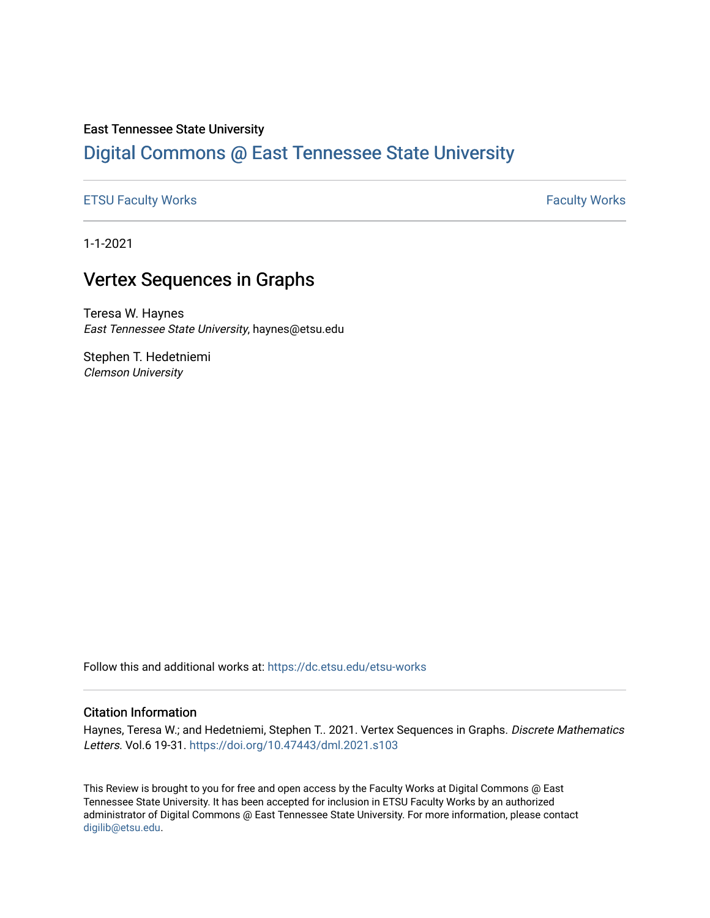East Tennessee State University

# Digital Commons @ East Tennessee State University

ETSU Faculty Works | Faculty Works

1-1-2021

## Vertex Sequences in Graphs

Teresa W. Haynes
*East Tennessee State University*, haynes@etsu.edu

Stephen T. Hedetniemi
*Clemson University*

Follow this and additional works at: https://dc.etsu.edu/etsu-works

### Citation Information

Haynes, Teresa W.; and Hedetniemi, Stephen T.. 2021. Vertex Sequences in Graphs. *Discrete Mathematics Letters.* Vol.6 19-31. https://doi.org/10.47443/dml.2021.s103

This Review is brought to you for free and open access by the Faculty Works at Digital Commons @ East Tennessee State University. It has been accepted for inclusion in ETSU Faculty Works by an authorized administrator of Digital Commons @ East Tennessee State University. For more information, please contact digilib@etsu.edu.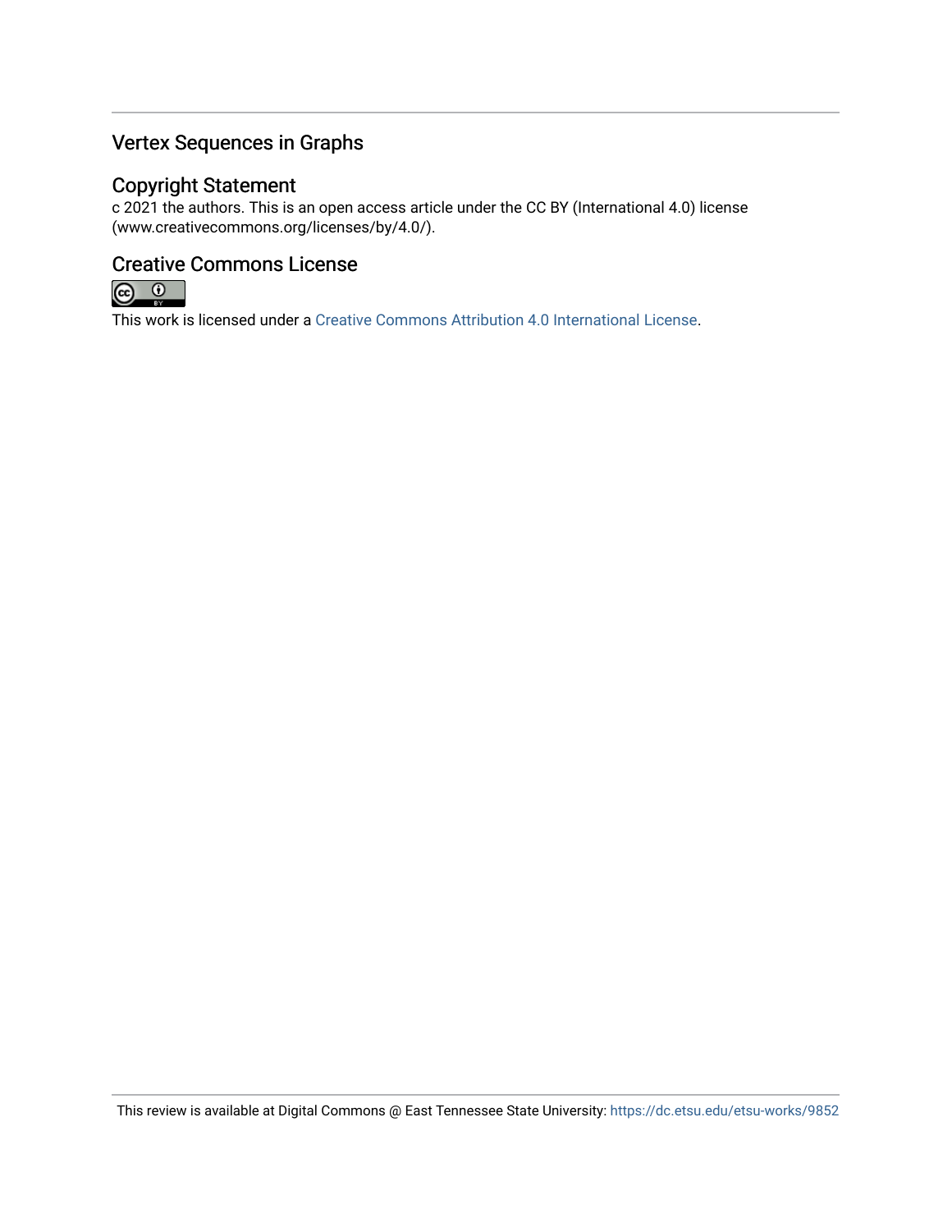## Vertex Sequences in Graphs

## Copyright Statement

c 2021 the authors. This is an open access article under the CC BY (International 4.0) license (www.creativecommons.org/licenses/by/4.0/).

## Creative Commons License

This work is licensed under a Creative Commons Attribution 4.0 International License.

This review is available at Digital Commons @ East Tennessee State University: https://dc.etsu.edu/etsu-works/9852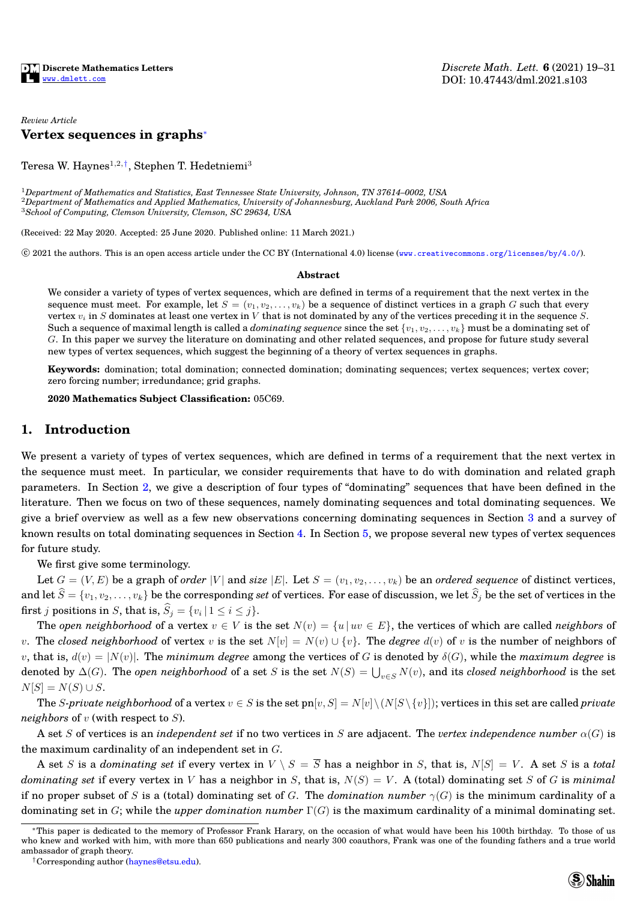*Review Article*

# Vertex sequences in graphs*

Teresa W. Haynes[1,2,†], Stephen T. Hedetniemi[3]

[1]*Department of Mathematics and Statistics, East Tennessee State University, Johnson, TN 37614–0002, USA*
[2]*Department of Mathematics and Applied Mathematics, University of Johannesburg, Auckland Park 2006, South Africa*
[3]*School of Computing, Clemson University, Clemson, SC 29634, USA*

(Received: 22 May 2020. Accepted: 25 June 2020. Published online: 11 March 2021.)

© 2021 the authors. This is an open access article under the CC BY (International 4.0) license (www.creativecommons.org/licenses/by/4.0/).

**Abstract**

We consider a variety of types of vertex sequences, which are defined in terms of a requirement that the next vertex in the sequence must meet. For example, let $S = (v_1, v_2, \ldots, v_k)$ be a sequence of distinct vertices in a graph $G$ such that every vertex $v_i$ in $S$ dominates at least one vertex in $V$ that is not dominated by any of the vertices preceding it in the sequence $S$. Such a sequence of maximal length is called a *dominating sequence* since the set $\{v_1, v_2, \ldots, v_k\}$ must be a dominating set of $G$. In this paper we survey the literature on dominating and other related sequences, and propose for future study several new types of vertex sequences, which suggest the beginning of a theory of vertex sequences in graphs.

**Keywords:** domination; total domination; connected domination; dominating sequences; vertex sequences; vertex cover; zero forcing number; irredundance; grid graphs.

**2020 Mathematics Subject Classification:** 05C69.

## 1. Introduction

We present a variety of types of vertex sequences, which are defined in terms of a requirement that the next vertex in the sequence must meet. In particular, we consider requirements that have to do with domination and related graph parameters. In Section 2, we give a description of four types of "dominating" sequences that have been defined in the literature. Then we focus on two of these sequences, namely dominating sequences and total dominating sequences. We give a brief overview as well as a few new observations concerning dominating sequences in Section 3 and a survey of known results on total dominating sequences in Section 4. In Section 5, we propose several new types of vertex sequences for future study.

We first give some terminology.

Let $G = (V, E)$ be a graph of *order* $|V|$ and *size* $|E|$. Let $S = (v_1, v_2, \ldots, v_k)$ be an *ordered sequence* of distinct vertices, and let $\widehat{S} = \{v_1, v_2, \ldots, v_k\}$ be the corresponding *set* of vertices. For ease of discussion, we let $\widehat{S}_j$ be the set of vertices in the first $j$ positions in $S$, that is, $\widehat{S}_j = \{v_i \,|\, 1 \le i \le j\}$.

The *open neighborhood* of a vertex $v \in V$ is the set $N(v) = \{u \,|\, uv \in E\}$, the vertices of which are called *neighbors* of $v$. The *closed neighborhood* of vertex $v$ is the set $N[v] = N(v) \cup \{v\}$. The *degree* $d(v)$ of $v$ is the number of neighbors of $v$, that is, $d(v) = |N(v)|$. The *minimum degree* among the vertices of $G$ is denoted by $\delta(G)$, while the *maximum degree* is denoted by $\Delta(G)$. The *open neighborhood* of a set $S$ is the set $N(S) = \bigcup_{v \in S} N(v)$, and its *closed neighborhood* is the set $N[S] = N(S) \cup S$.

The *S-private neighborhood* of a vertex $v \in S$ is the set $\text{pn}[v, S] = N[v] \setminus (N[S \setminus \{v\}])$; vertices in this set are called *private neighbors* of $v$ (with respect to $S$).

A set $S$ of vertices is an *independent set* if no two vertices in $S$ are adjacent. The *vertex independence number* $\alpha(G)$ is the maximum cardinality of an independent set in $G$.

A set $S$ is a *dominating set* if every vertex in $V \setminus S = \overline{S}$ has a neighbor in $S$, that is, $N[S] = V$. A set $S$ is a *total dominating set* if every vertex in $V$ has a neighbor in $S$, that is, $N(S) = V$. A (total) dominating set $S$ of $G$ is *minimal* if no proper subset of $S$ is a (total) dominating set of $G$. The *domination number* $\gamma(G)$ is the minimum cardinality of a dominating set in $G$; while the *upper domination number* $\Gamma(G)$ is the maximum cardinality of a minimal dominating set.

*This paper is dedicated to the memory of Professor Frank Harary, on the occasion of what would have been his 100th birthday. To those of us who knew and worked with him, with more than 650 publications and nearly 300 coauthors, Frank was one of the founding fathers and a true world ambassador of graph theory.

†Corresponding author (haynes@etsu.edu).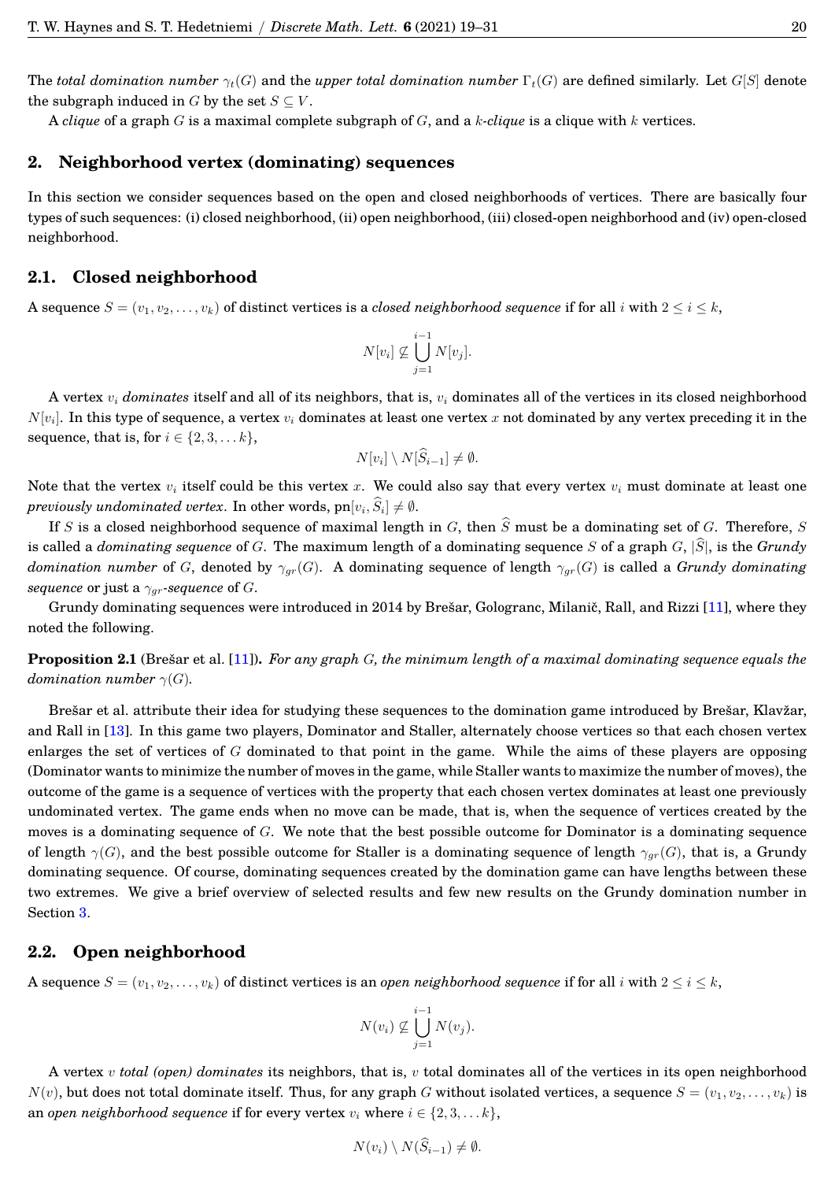The *total domination number* $\gamma_t(G)$ and the *upper total domination number* $\Gamma_t(G)$ are defined similarly. Let $G[S]$ denote the subgraph induced in $G$ by the set $S \subseteq V$.

A *clique* of a graph $G$ is a maximal complete subgraph of $G$, and a $k$-*clique* is a clique with $k$ vertices.

## 2. Neighborhood vertex (dominating) sequences

In this section we consider sequences based on the open and closed neighborhoods of vertices. There are basically four types of such sequences: (i) closed neighborhood, (ii) open neighborhood, (iii) closed-open neighborhood and (iv) open-closed neighborhood.

### 2.1. Closed neighborhood

A sequence $S = (v_1, v_2, \ldots, v_k)$ of distinct vertices is a *closed neighborhood sequence* if for all $i$ with $2 \le i \le k$,

$$N[v_i] \not\subseteq \bigcup_{j=1}^{i-1} N[v_j].$$

A vertex $v_i$ *dominates* itself and all of its neighbors, that is, $v_i$ dominates all of the vertices in its closed neighborhood $N[v_i]$. In this type of sequence, a vertex $v_i$ dominates at least one vertex $x$ not dominated by any vertex preceding it in the sequence, that is, for $i \in \{2, 3, \ldots k\}$,

$$N[v_i] \setminus N[\widehat{S}_{i-1}] \neq \emptyset.$$

Note that the vertex $v_i$ itself could be this vertex $x$. We could also say that every vertex $v_i$ must dominate at least one *previously undominated vertex*. In other words, $\mathrm{pn}[v_i, \widehat{S}_i] \neq \emptyset$.

If $S$ is a closed neighborhood sequence of maximal length in $G$, then $\widehat{S}$ must be a dominating set of $G$. Therefore, $S$ is called a *dominating sequence* of $G$. The maximum length of a dominating sequence $S$ of a graph $G$, $|\widehat{S}|$, is the *Grundy domination number* of $G$, denoted by $\gamma_{gr}(G)$. A dominating sequence of length $\gamma_{gr}(G)$ is called a *Grundy dominating sequence* or just a $\gamma_{gr}$*-sequence* of $G$.

Grundy dominating sequences were introduced in 2014 by Brešar, Gologranc, Milanič, Rall, and Rizzi [11], where they noted the following.

**Proposition 2.1** (Brešar et al. [11]). *For any graph $G$, the minimum length of a maximal dominating sequence equals the domination number $\gamma(G)$.*

Brešar et al. attribute their idea for studying these sequences to the domination game introduced by Brešar, Klavžar, and Rall in [13]. In this game two players, Dominator and Staller, alternately choose vertices so that each chosen vertex enlarges the set of vertices of $G$ dominated to that point in the game. While the aims of these players are opposing (Dominator wants to minimize the number of moves in the game, while Staller wants to maximize the number of moves), the outcome of the game is a sequence of vertices with the property that each chosen vertex dominates at least one previously undominated vertex. The game ends when no move can be made, that is, when the sequence of vertices created by the moves is a dominating sequence of $G$. We note that the best possible outcome for Dominator is a dominating sequence of length $\gamma(G)$, and the best possible outcome for Staller is a dominating sequence of length $\gamma_{gr}(G)$, that is, a Grundy dominating sequence. Of course, dominating sequences created by the domination game can have lengths between these two extremes. We give a brief overview of selected results and few new results on the Grundy domination number in Section 3.

### 2.2. Open neighborhood

A sequence $S = (v_1, v_2, \ldots, v_k)$ of distinct vertices is an *open neighborhood sequence* if for all $i$ with $2 \le i \le k$,

$$N(v_i) \not\subseteq \bigcup_{j=1}^{i-1} N(v_j).$$

A vertex $v$ *total (open) dominates* its neighbors, that is, $v$ total dominates all of the vertices in its open neighborhood $N(v)$, but does not total dominate itself. Thus, for any graph $G$ without isolated vertices, a sequence $S = (v_1, v_2, \ldots, v_k)$ is an *open neighborhood sequence* if for every vertex $v_i$ where $i \in \{2, 3, \ldots k\}$,

$$N(v_i) \setminus N(\widehat{S}_{i-1}) \neq \emptyset.$$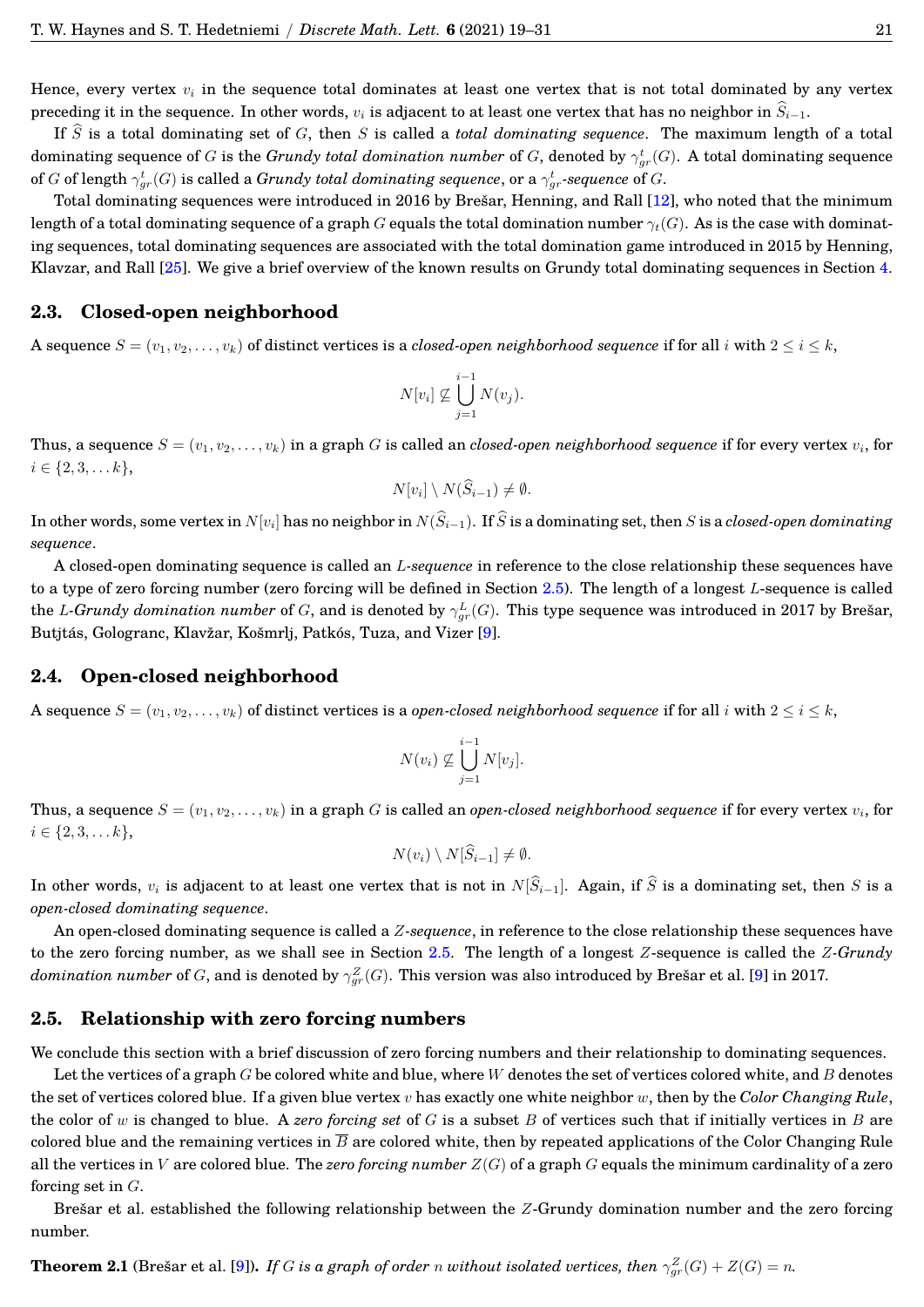Hence, every vertex $v_i$ in the sequence total dominates at least one vertex that is not total dominated by any vertex preceding it in the sequence. In other words, $v_i$ is adjacent to at least one vertex that has no neighbor in $\widehat{S}_{i-1}$.

If $\widehat{S}$ is a total dominating set of $G$, then $S$ is called a *total dominating sequence*. The maximum length of a total dominating sequence of $G$ is the *Grundy total domination number* of $G$, denoted by $\gamma_{gr}^t(G)$. A total dominating sequence of $G$ of length $\gamma_{gr}^t(G)$ is called a *Grundy total dominating sequence*, or a $\gamma_{gr}^t$*-sequence* of $G$.

Total dominating sequences were introduced in 2016 by Brešar, Henning, and Rall [12], who noted that the minimum length of a total dominating sequence of a graph $G$ equals the total domination number $\gamma_t(G)$. As is the case with dominating sequences, total dominating sequences are associated with the total domination game introduced in 2015 by Henning, Klavzar, and Rall [25]. We give a brief overview of the known results on Grundy total dominating sequences in Section 4.

## 2.3. Closed-open neighborhood

A sequence $S = (v_1, v_2, \ldots, v_k)$ of distinct vertices is a *closed-open neighborhood sequence* if for all $i$ with $2 \le i \le k$,

$$N[v_i] \not\subseteq \bigcup_{j=1}^{i-1} N(v_j).$$

Thus, a sequence $S = (v_1, v_2, \ldots, v_k)$ in a graph $G$ is called an *closed-open neighborhood sequence* if for every vertex $v_i$, for $i \in \{2, 3, \ldots k\}$,

$$N[v_i] \setminus N(\widehat{S}_{i-1}) \neq \emptyset.$$

In other words, some vertex in $N[v_i]$ has no neighbor in $N(\widehat{S}_{i-1})$. If $\widehat{S}$ is a dominating set, then $S$ is a *closed-open dominating sequence*.

A closed-open dominating sequence is called an *$L$-sequence* in reference to the close relationship these sequences have to a type of zero forcing number (zero forcing will be defined in Section 2.5). The length of a longest $L$-sequence is called the *$L$-Grundy domination number* of $G$, and is denoted by $\gamma_{gr}^L(G)$. This type sequence was introduced in 2017 by Brešar, Butjtás, Gologranc, Klavžar, Košmrlj, Patkós, Tuza, and Vizer [9].

## 2.4. Open-closed neighborhood

A sequence $S = (v_1, v_2, \ldots, v_k)$ of distinct vertices is a *open-closed neighborhood sequence* if for all $i$ with $2 \le i \le k$,

$$N(v_i) \not\subseteq \bigcup_{j=1}^{i-1} N[v_j].$$

Thus, a sequence $S = (v_1, v_2, \ldots, v_k)$ in a graph $G$ is called an *open-closed neighborhood sequence* if for every vertex $v_i$, for $i \in \{2, 3, \ldots k\}$,

$$N(v_i) \setminus N[\widehat{S}_{i-1}] \neq \emptyset.$$

In other words, $v_i$ is adjacent to at least one vertex that is not in $N[\widehat{S}_{i-1}]$. Again, if $\widehat{S}$ is a dominating set, then $S$ is a *open-closed dominating sequence*.

An open-closed dominating sequence is called a *$Z$-sequence*, in reference to the close relationship these sequences have to the zero forcing number, as we shall see in Section 2.5. The length of a longest $Z$-sequence is called the *$Z$-Grundy domination number* of $G$, and is denoted by $\gamma_{gr}^Z(G)$. This version was also introduced by Brešar et al. [9] in 2017.

## 2.5. Relationship with zero forcing numbers

We conclude this section with a brief discussion of zero forcing numbers and their relationship to dominating sequences.

Let the vertices of a graph $G$ be colored white and blue, where $W$ denotes the set of vertices colored white, and $B$ denotes the set of vertices colored blue. If a given blue vertex $v$ has exactly one white neighbor $w$, then by the *Color Changing Rule*, the color of $w$ is changed to blue. A *zero forcing set* of $G$ is a subset $B$ of vertices such that if initially vertices in $B$ are colored blue and the remaining vertices in $\overline{B}$ are colored white, then by repeated applications of the Color Changing Rule all the vertices in $V$ are colored blue. The *zero forcing number* $Z(G)$ of a graph $G$ equals the minimum cardinality of a zero forcing set in $G$.

Brešar et al. established the following relationship between the $Z$-Grundy domination number and the zero forcing number.

**Theorem 2.1** (Brešar et al. [9]). *If $G$ is a graph of order $n$ without isolated vertices, then $\gamma_{gr}^Z(G) + Z(G) = n$.*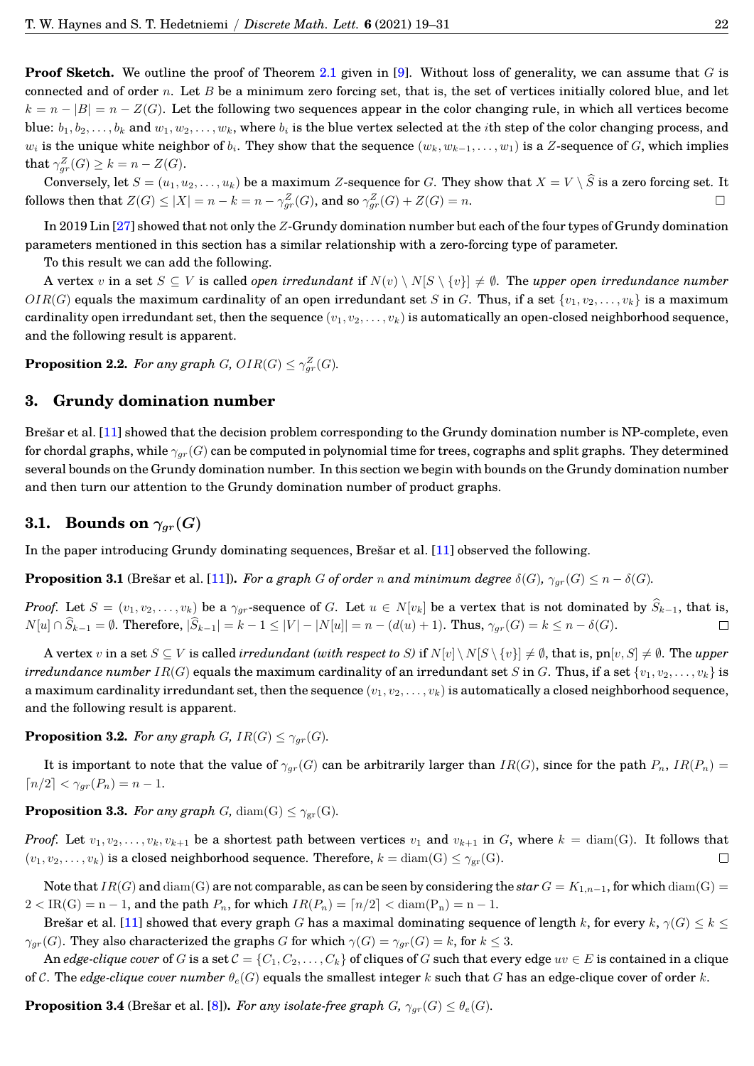**Proof Sketch.** We outline the proof of Theorem 2.1 given in [9]. Without loss of generality, we can assume that $G$ is connected and of order $n$. Let $B$ be a minimum zero forcing set, that is, the set of vertices initially colored blue, and let $k = n - |B| = n - Z(G)$. Let the following two sequences appear in the color changing rule, in which all vertices become blue: $b_1, b_2, \ldots, b_k$ and $w_1, w_2, \ldots, w_k$, where $b_i$ is the blue vertex selected at the $i$th step of the color changing process, and $w_i$ is the unique white neighbor of $b_i$. They show that the sequence $(w_k, w_{k-1}, \ldots, w_1)$ is a $Z$-sequence of $G$, which implies that $\gamma_{gr}^{Z}(G) \geq k = n - Z(G)$.

Conversely, let $S = (u_1, u_2, \ldots, u_k)$ be a maximum $Z$-sequence for $G$. They show that $X = V \setminus \widehat{S}$ is a zero forcing set. It follows then that $Z(G) \leq |X| = n - k = n - \gamma_{gr}^{Z}(G)$, and so $\gamma_{gr}^{Z}(G) + Z(G) = n$. □

In 2019 Lin [27] showed that not only the $Z$-Grundy domination number but each of the four types of Grundy domination parameters mentioned in this section has a similar relationship with a zero-forcing type of parameter.

To this result we can add the following.

A vertex $v$ in a set $S \subseteq V$ is called *open irredundant* if $N(v) \setminus N[S \setminus \{v\}] \neq \emptyset$. The *upper open irredundance number* $OIR(G)$ equals the maximum cardinality of an open irredundant set $S$ in $G$. Thus, if a set $\{v_1, v_2, \ldots, v_k\}$ is a maximum cardinality open irredundant set, then the sequence $(v_1, v_2, \ldots, v_k)$ is automatically an open-closed neighborhood sequence, and the following result is apparent.

**Proposition 2.2.** *For any graph $G$, $OIR(G) \leq \gamma_{gr}^{Z}(G)$.*

## 3. Grundy domination number

Brešar et al. [11] showed that the decision problem corresponding to the Grundy domination number is NP-complete, even for chordal graphs, while $\gamma_{gr}(G)$ can be computed in polynomial time for trees, cographs and split graphs. They determined several bounds on the Grundy domination number. In this section we begin with bounds on the Grundy domination number and then turn our attention to the Grundy domination number of product graphs.

### 3.1. Bounds on $\gamma_{gr}(G)$

In the paper introducing Grundy dominating sequences, Brešar et al. [11] observed the following.

**Proposition 3.1** (Brešar et al. [11])**.** *For a graph $G$ of order $n$ and minimum degree $\delta(G)$, $\gamma_{gr}(G) \leq n - \delta(G)$.*

*Proof.* Let $S = (v_1, v_2, \ldots, v_k)$ be a $\gamma_{gr}$-sequence of $G$. Let $u \in N[v_k]$ be a vertex that is not dominated by $\widehat{S}_{k-1}$, that is, $N[u] \cap \widehat{S}_{k-1} = \emptyset$. Therefore, $|\widehat{S}_{k-1}| = k - 1 \leq |V| - |N[u]| = n - (d(u) + 1)$. Thus, $\gamma_{gr}(G) = k \leq n - \delta(G)$. □

A vertex $v$ in a set $S \subseteq V$ is called *irredundant (with respect to $S$)* if $N[v] \setminus N[S \setminus \{v\}] \neq \emptyset$, that is, $\mathrm{pn}[v, S] \neq \emptyset$. The *upper irredundance number* $IR(G)$ equals the maximum cardinality of an irredundant set $S$ in $G$. Thus, if a set $\{v_1, v_2, \ldots, v_k\}$ is a maximum cardinality irredundant set, then the sequence $(v_1, v_2, \ldots, v_k)$ is automatically a closed neighborhood sequence, and the following result is apparent.

**Proposition 3.2.** *For any graph $G$, $IR(G) \leq \gamma_{gr}(G)$.*

It is important to note that the value of $\gamma_{gr}(G)$ can be arbitrarily larger than $IR(G)$, since for the path $P_n$, $IR(P_n) = \lceil n/2 \rceil < \gamma_{gr}(P_n) = n - 1$.

**Proposition 3.3.** *For any graph $G$, $\mathrm{diam(G)} \leq \gamma_{\mathrm{gr}}(\mathrm{G})$.*

*Proof.* Let $v_1, v_2, \ldots, v_k, v_{k+1}$ be a shortest path between vertices $v_1$ and $v_{k+1}$ in $G$, where $k = \mathrm{diam}(G)$. It follows that $(v_1, v_2, \ldots, v_k)$ is a closed neighborhood sequence. Therefore, $k = \mathrm{diam}(G) \leq \gamma_{\mathrm{gr}}(G)$. □

Note that $IR(G)$ and $\mathrm{diam(G)}$ are not comparable, as can be seen by considering the *star* $G = K_{1,n-1}$, for which $\mathrm{diam}(G) = 2 < \mathrm{IR(G)} = \mathrm{n} - 1$, and the path $P_n$, for which $IR(P_n) = \lceil n/2 \rceil < \mathrm{diam(P_n)} = \mathrm{n} - 1$.

Brešar et al. [11] showed that every graph $G$ has a maximal dominating sequence of length $k$, for every $k$, $\gamma(G) \leq k \leq \gamma_{gr}(G)$. They also characterized the graphs $G$ for which $\gamma(G) = \gamma_{gr}(G) = k$, for $k \leq 3$.

An *edge-clique cover* of $G$ is a set $\mathcal{C} = \{C_1, C_2, \ldots, C_k\}$ of cliques of $G$ such that every edge $uv \in E$ is contained in a clique of $\mathcal{C}$. The *edge-clique cover number* $\theta_e(G)$ equals the smallest integer $k$ such that $G$ has an edge-clique cover of order $k$.

**Proposition 3.4** (Brešar et al. [8])**.** *For any isolate-free graph $G$, $\gamma_{gr}(G) \leq \theta_e(G)$.*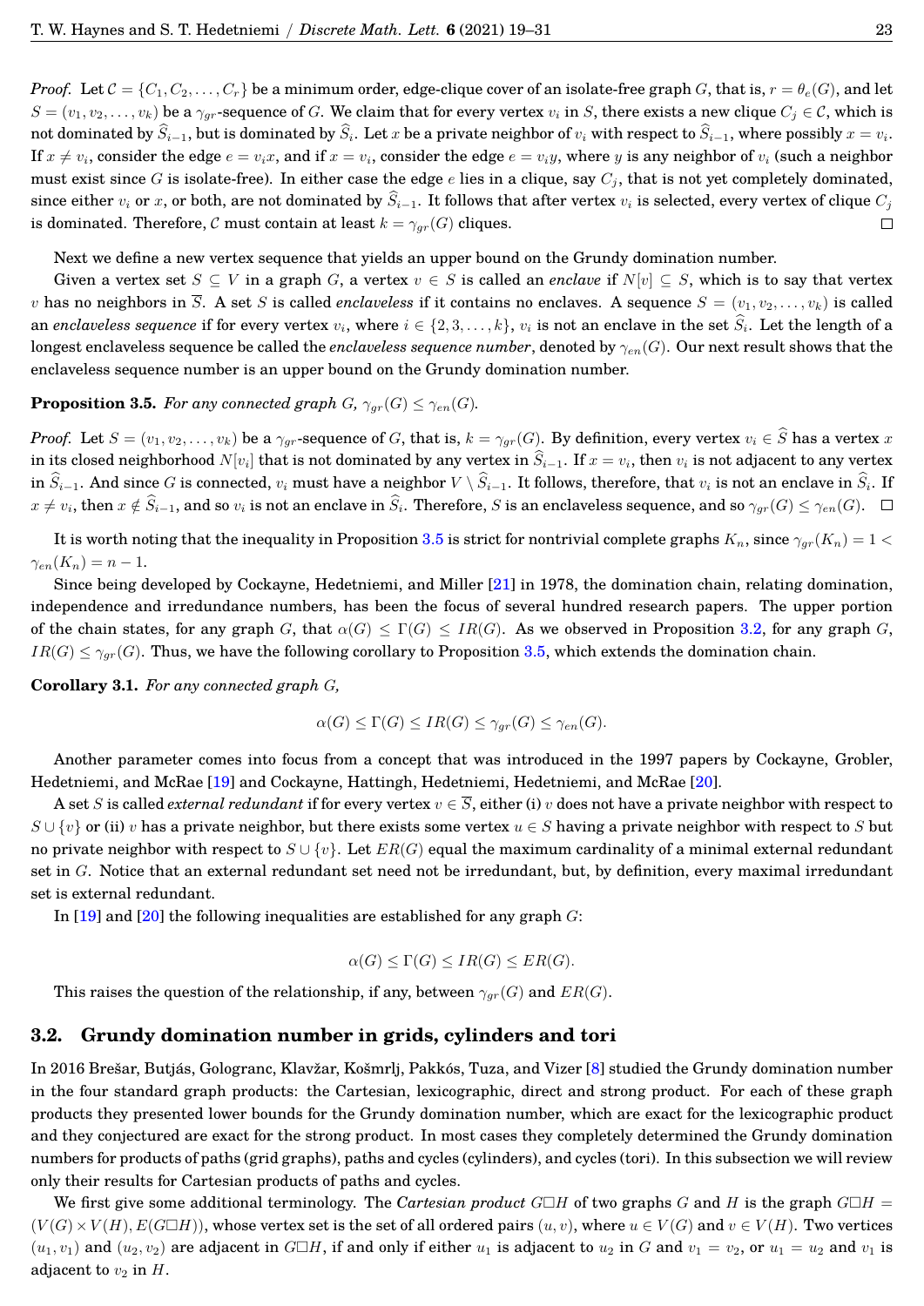*Proof.* Let $\mathcal{C} = \{C_1, C_2, \ldots, C_r\}$ be a minimum order, edge-clique cover of an isolate-free graph $G$, that is, $r = \theta_e(G)$, and let $S = (v_1, v_2, \ldots, v_k)$ be a $\gamma_{gr}$-sequence of $G$. We claim that for every vertex $v_i$ in $S$, there exists a new clique $C_j \in \mathcal{C}$, which is not dominated by $\widehat{S}_{i-1}$, but is dominated by $\widehat{S}_i$. Let $x$ be a private neighbor of $v_i$ with respect to $\widehat{S}_{i-1}$, where possibly $x = v_i$. If $x \neq v_i$, consider the edge $e = v_i x$, and if $x = v_i$, consider the edge $e = v_i y$, where $y$ is any neighbor of $v_i$ (such a neighbor must exist since $G$ is isolate-free). In either case the edge $e$ lies in a clique, say $C_j$, that is not yet completely dominated, since either $v_i$ or $x$, or both, are not dominated by $\widehat{S}_{i-1}$. It follows that after vertex $v_i$ is selected, every vertex of clique $C_j$ is dominated. Therefore, $\mathcal{C}$ must contain at least $k = \gamma_{gr}(G)$ cliques. □

Next we define a new vertex sequence that yields an upper bound on the Grundy domination number.

Given a vertex set $S \subseteq V$ in a graph $G$, a vertex $v \in S$ is called an *enclave* if $N[v] \subseteq S$, which is to say that vertex $v$ has no neighbors in $\overline{S}$. A set $S$ is called *enclaveless* if it contains no enclaves. A sequence $S = (v_1, v_2, \ldots, v_k)$ is called an *enclaveless sequence* if for every vertex $v_i$, where $i \in \{2, 3, \ldots, k\}$, $v_i$ is not an enclave in the set $\widehat{S}_i$. Let the length of a longest enclaveless sequence be called the *enclaveless sequence number*, denoted by $\gamma_{en}(G)$. Our next result shows that the enclaveless sequence number is an upper bound on the Grundy domination number.

**Proposition 3.5.** *For any connected graph $G$, $\gamma_{gr}(G) \leq \gamma_{en}(G)$.*

*Proof.* Let $S = (v_1, v_2, \ldots, v_k)$ be a $\gamma_{gr}$-sequence of $G$, that is, $k = \gamma_{gr}(G)$. By definition, every vertex $v_i \in \widehat{S}$ has a vertex $x$ in its closed neighborhood $N[v_i]$ that is not dominated by any vertex in $\widehat{S}_{i-1}$. If $x = v_i$, then $v_i$ is not adjacent to any vertex in $\widehat{S}_{i-1}$. And since $G$ is connected, $v_i$ must have a neighbor $V \setminus \widehat{S}_{i-1}$. It follows, therefore, that $v_i$ is not an enclave in $\widehat{S}_i$. If $x \neq v_i$, then $x \notin \widehat{S}_{i-1}$, and so $v_i$ is not an enclave in $\widehat{S}_i$. Therefore, $S$ is an enclaveless sequence, and so $\gamma_{gr}(G) \leq \gamma_{en}(G)$. □

It is worth noting that the inequality in Proposition 3.5 is strict for nontrivial complete graphs $K_n$, since $\gamma_{gr}(K_n) = 1 < \gamma_{en}(K_n) = n - 1$.

Since being developed by Cockayne, Hedetniemi, and Miller [21] in 1978, the domination chain, relating domination, independence and irredundance numbers, has been the focus of several hundred research papers. The upper portion of the chain states, for any graph $G$, that $\alpha(G) \leq \Gamma(G) \leq IR(G)$. As we observed in Proposition 3.2, for any graph $G$, $IR(G) \leq \gamma_{gr}(G)$. Thus, we have the following corollary to Proposition 3.5, which extends the domination chain.

**Corollary 3.1.** *For any connected graph $G$,*

$$\alpha(G) \leq \Gamma(G) \leq IR(G) \leq \gamma_{gr}(G) \leq \gamma_{en}(G).$$

Another parameter comes into focus from a concept that was introduced in the 1997 papers by Cockayne, Grobler, Hedetniemi, and McRae [19] and Cockayne, Hattingh, Hedetniemi, Hedetniemi, and McRae [20].

A set $S$ is called *external redundant* if for every vertex $v \in \overline{S}$, either (i) $v$ does not have a private neighbor with respect to $S \cup \{v\}$ or (ii) $v$ has a private neighbor, but there exists some vertex $u \in S$ having a private neighbor with respect to $S$ but no private neighbor with respect to $S \cup \{v\}$. Let $ER(G)$ equal the maximum cardinality of a minimal external redundant set in $G$. Notice that an external redundant set need not be irredundant, but, by definition, every maximal irredundant set is external redundant.

In [19] and [20] the following inequalities are established for any graph $G$:

$$\alpha(G) \leq \Gamma(G) \leq IR(G) \leq ER(G).$$

This raises the question of the relationship, if any, between $\gamma_{gr}(G)$ and $ER(G)$.

## 3.2. Grundy domination number in grids, cylinders and tori

In 2016 Brešar, Butjás, Gologranc, Klavžar, Košmrlj, Pakkós, Tuza, and Vizer [8] studied the Grundy domination number in the four standard graph products: the Cartesian, lexicographic, direct and strong product. For each of these graph products they presented lower bounds for the Grundy domination number, which are exact for the lexicographic product and they conjectured are exact for the strong product. In most cases they completely determined the Grundy domination numbers for products of paths (grid graphs), paths and cycles (cylinders), and cycles (tori). In this subsection we will review only their results for Cartesian products of paths and cycles.

We first give some additional terminology. The *Cartesian product* $G \square H$ of two graphs $G$ and $H$ is the graph $G \square H = (V(G) \times V(H), E(G \square H))$, whose vertex set is the set of all ordered pairs $(u, v)$, where $u \in V(G)$ and $v \in V(H)$. Two vertices $(u_1, v_1)$ and $(u_2, v_2)$ are adjacent in $G \square H$, if and only if either $u_1$ is adjacent to $u_2$ in $G$ and $v_1 = v_2$, or $u_1 = u_2$ and $v_1$ is adjacent to $v_2$ in $H$.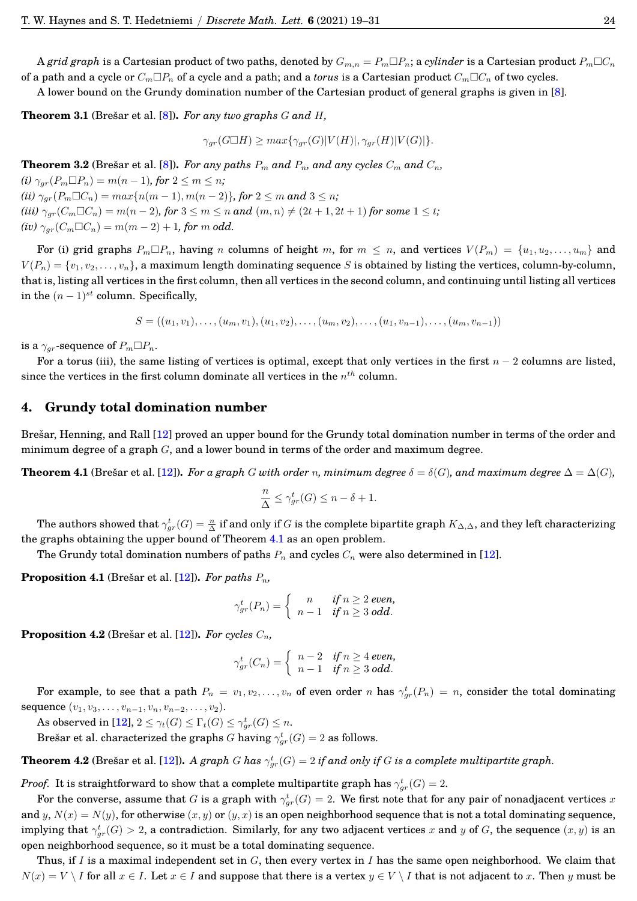A *grid graph* is a Cartesian product of two paths, denoted by $G_{m,n} = P_m \Box P_n$; a *cylinder* is a Cartesian product $P_m \Box C_n$ of a path and a cycle or $C_m \Box P_n$ of a cycle and a path; and a *torus* is a Cartesian product $C_m \Box C_n$ of two cycles.

A lower bound on the Grundy domination number of the Cartesian product of general graphs is given in [8].

**Theorem 3.1** (Brešar et al. [8]). *For any two graphs $G$ and $H$,*

$$\gamma_{gr}(G \Box H) \geq max\{\gamma_{gr}(G)|V(H)|, \gamma_{gr}(H)|V(G)|\}.$$

**Theorem 3.2** (Brešar et al. [8]). *For any paths $P_m$ and $P_n$, and any cycles $C_m$ and $C_n$,*
*(i) $\gamma_{gr}(P_m \Box P_n) = m(n-1)$, for $2 \leq m \leq n$;*
*(ii) $\gamma_{gr}(P_m \Box C_n) = max\{n(m-1), m(n-2)\}$, for $2 \leq m$ and $3 \leq n$;*
*(iii) $\gamma_{gr}(C_m \Box C_n) = m(n-2)$, for $3 \leq m \leq n$ and $(m,n) \neq (2t+1, 2t+1)$ for some $1 \leq t$;*
*(iv) $\gamma_{gr}(C_m \Box C_n) = m(m-2)+1$, for $m$ odd.*

For (i) grid graphs $P_m \Box P_n$, having $n$ columns of height $m$, for $m \leq n$, and vertices $V(P_m) = \{u_1, u_2, \ldots, u_m\}$ and $V(P_n) = \{v_1, v_2, \ldots, v_n\}$, a maximum length dominating sequence $S$ is obtained by listing the vertices, column-by-column, that is, listing all vertices in the first column, then all vertices in the second column, and continuing until listing all vertices in the $(n-1)^{st}$ column. Specifically,

$$S = ((u_1, v_1), \ldots, (u_m, v_1), (u_1, v_2), \ldots, (u_m, v_2), \ldots, (u_1, v_{n-1}), \ldots, (u_m, v_{n-1}))$$

is a $\gamma_{gr}$-sequence of $P_m \Box P_n$.

For a torus (iii), the same listing of vertices is optimal, except that only vertices in the first $n-2$ columns are listed, since the vertices in the first column dominate all vertices in the $n^{th}$ column.

## 4. Grundy total domination number

Brešar, Henning, and Rall [12] proved an upper bound for the Grundy total domination number in terms of the order and minimum degree of a graph $G$, and a lower bound in terms of the order and maximum degree.

**Theorem 4.1** (Brešar et al. [12]). *For a graph $G$ with order $n$, minimum degree $\delta = \delta(G)$, and maximum degree $\Delta = \Delta(G)$,*

$$\frac{n}{\Delta} \leq \gamma_{gr}^t(G) \leq n - \delta + 1.$$

The authors showed that $\gamma_{gr}^t(G) = \frac{n}{\Delta}$ if and only if $G$ is the complete bipartite graph $K_{\Delta,\Delta}$, and they left characterizing the graphs obtaining the upper bound of Theorem 4.1 as an open problem.

The Grundy total domination numbers of paths $P_n$ and cycles $C_n$ were also determined in [12].

**Proposition 4.1** (Brešar et al. [12]). *For paths $P_n$,*

$$\gamma_{gr}^t(P_n) = \begin{cases} n & \text{if } n \geq 2 \text{ even,} \\ n-1 & \text{if } n \geq 3 \text{ odd.} \end{cases}$$

**Proposition 4.2** (Brešar et al. [12]). *For cycles $C_n$,*

$$\gamma_{gr}^t(C_n) = \begin{cases} n-2 & \text{if } n \geq 4 \text{ even,} \\ n-1 & \text{if } n \geq 3 \text{ odd.} \end{cases}$$

For example, to see that a path $P_n = v_1, v_2, \ldots, v_n$ of even order $n$ has $\gamma_{gr}^t(P_n) = n$, consider the total dominating sequence $(v_1, v_3, \ldots, v_{n-1}, v_n, v_{n-2}, \ldots, v_2)$.

As observed in [12], $2 \leq \gamma_t(G) \leq \Gamma_t(G) \leq \gamma_{gr}^t(G) \leq n$.

Brešar et al. characterized the graphs $G$ having $\gamma_{gr}^t(G) = 2$ as follows.

**Theorem 4.2** (Brešar et al. [12]). *A graph $G$ has $\gamma_{gr}^t(G) = 2$ if and only if $G$ is a complete multipartite graph.*

*Proof.* It is straightforward to show that a complete multipartite graph has $\gamma_{gr}^t(G) = 2$.

For the converse, assume that $G$ is a graph with $\gamma_{gr}^t(G) = 2$. We first note that for any pair of nonadjacent vertices $x$ and $y$, $N(x) = N(y)$, for otherwise $(x, y)$ or $(y, x)$ is an open neighborhood sequence that is not a total dominating sequence, implying that $\gamma_{gr}^t(G) > 2$, a contradiction. Similarly, for any two adjacent vertices $x$ and $y$ of $G$, the sequence $(x, y)$ is an open neighborhood sequence, so it must be a total dominating sequence.

Thus, if $I$ is a maximal independent set in $G$, then every vertex in $I$ has the same open neighborhood. We claim that $N(x) = V \setminus I$ for all $x \in I$. Let $x \in I$ and suppose that there is a vertex $y \in V \setminus I$ that is not adjacent to $x$. Then $y$ must be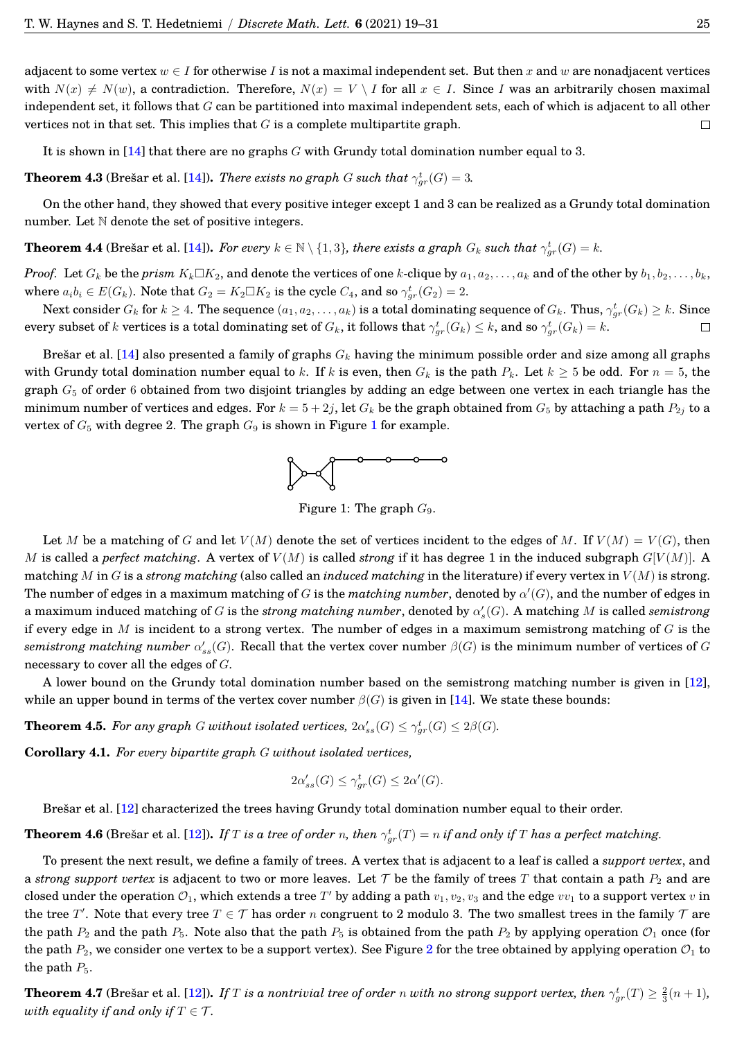adjacent to some vertex $w \in I$ for otherwise $I$ is not a maximal independent set. But then $x$ and $w$ are nonadjacent vertices with $N(x) \neq N(w)$, a contradiction. Therefore, $N(x) = V \setminus I$ for all $x \in I$. Since $I$ was an arbitrarily chosen maximal independent set, it follows that $G$ can be partitioned into maximal independent sets, each of which is adjacent to all other vertices not in that set. This implies that $G$ is a complete multipartite graph. □

It is shown in [14] that there are no graphs $G$ with Grundy total domination number equal to 3.

**Theorem 4.3** (Brešar et al. [14]). *There exists no graph $G$ such that $\gamma_{gr}^t(G) = 3$.*

On the other hand, they showed that every positive integer except 1 and 3 can be realized as a Grundy total domination number. Let $\mathbb{N}$ denote the set of positive integers.

**Theorem 4.4** (Brešar et al. [14]). *For every $k \in \mathbb{N} \setminus \{1, 3\}$, there exists a graph $G_k$ such that $\gamma_{gr}^t(G) = k$.*

*Proof.* Let $G_k$ be the *prism* $K_k \square K_2$, and denote the vertices of one $k$-clique by $a_1, a_2, \ldots, a_k$ and of the other by $b_1, b_2, \ldots, b_k$, where $a_i b_i \in E(G_k)$. Note that $G_2 = K_2 \square K_2$ is the cycle $C_4$, and so $\gamma_{gr}^t(G_2) = 2$.

Next consider $G_k$ for $k \geq 4$. The sequence $(a_1, a_2, \ldots, a_k)$ is a total dominating sequence of $G_k$. Thus, $\gamma_{gr}^t(G_k) \geq k$. Since every subset of $k$ vertices is a total dominating set of $G_k$, it follows that $\gamma_{gr}^t(G_k) \leq k$, and so $\gamma_{gr}^t(G_k) = k$. □

Brešar et al. [14] also presented a family of graphs $G_k$ having the minimum possible order and size among all graphs with Grundy total domination number equal to $k$. If $k$ is even, then $G_k$ is the path $P_k$. Let $k \geq 5$ be odd. For $n = 5$, the graph $G_5$ of order 6 obtained from two disjoint triangles by adding an edge between one vertex in each triangle has the minimum number of vertices and edges. For $k = 5 + 2j$, let $G_k$ be the graph obtained from $G_5$ by attaching a path $P_{2j}$ to a vertex of $G_5$ with degree 2. The graph $G_9$ is shown in Figure 1 for example.

Figure 1: The graph $G_9$.

Let $M$ be a matching of $G$ and let $V(M)$ denote the set of vertices incident to the edges of $M$. If $V(M) = V(G)$, then $M$ is called a *perfect matching*. A vertex of $V(M)$ is called *strong* if it has degree 1 in the induced subgraph $G[V(M)]$. A matching $M$ in $G$ is a *strong matching* (also called an *induced matching* in the literature) if every vertex in $V(M)$ is strong. The number of edges in a maximum matching of $G$ is the *matching number*, denoted by $\alpha'(G)$, and the number of edges in a maximum induced matching of $G$ is the *strong matching number*, denoted by $\alpha'_s(G)$. A matching $M$ is called *semistrong* if every edge in $M$ is incident to a strong vertex. The number of edges in a maximum semistrong matching of $G$ is the *semistrong matching number* $\alpha'_{ss}(G)$. Recall that the vertex cover number $\beta(G)$ is the minimum number of vertices of $G$ necessary to cover all the edges of $G$.

A lower bound on the Grundy total domination number based on the semistrong matching number is given in [12], while an upper bound in terms of the vertex cover number $\beta(G)$ is given in [14]. We state these bounds:

**Theorem 4.5.** *For any graph $G$ without isolated vertices, $2\alpha'_{ss}(G) \leq \gamma_{gr}^t(G) \leq 2\beta(G)$.*

**Corollary 4.1.** *For every bipartite graph $G$ without isolated vertices,*

$$2\alpha'_{ss}(G) \leq \gamma_{gr}^t(G) \leq 2\alpha'(G).$$

Brešar et al. [12] characterized the trees having Grundy total domination number equal to their order.

**Theorem 4.6** (Brešar et al. [12]). *If $T$ is a tree of order $n$, then $\gamma_{gr}^t(T) = n$ if and only if $T$ has a perfect matching.*

To present the next result, we define a family of trees. A vertex that is adjacent to a leaf is called a *support vertex*, and a *strong support vertex* is adjacent to two or more leaves. Let $\mathcal{T}$ be the family of trees $T$ that contain a path $P_2$ and are closed under the operation $\mathcal{O}_1$, which extends a tree $T'$ by adding a path $v_1, v_2, v_3$ and the edge $vv_1$ to a support vertex $v$ in the tree $T'$. Note that every tree $T \in \mathcal{T}$ has order $n$ congruent to 2 modulo 3. The two smallest trees in the family $\mathcal{T}$ are the path $P_2$ and the path $P_5$. Note also that the path $P_5$ is obtained from the path $P_2$ by applying operation $\mathcal{O}_1$ once (for the path $P_2$, we consider one vertex to be a support vertex). See Figure 2 for the tree obtained by applying operation $\mathcal{O}_1$ to the path $P_5$.

**Theorem 4.7** (Brešar et al. [12]). *If $T$ is a nontrivial tree of order $n$ with no strong support vertex, then $\gamma_{gr}^t(T) \geq \frac{2}{3}(n+1)$, with equality if and only if $T \in \mathcal{T}$.*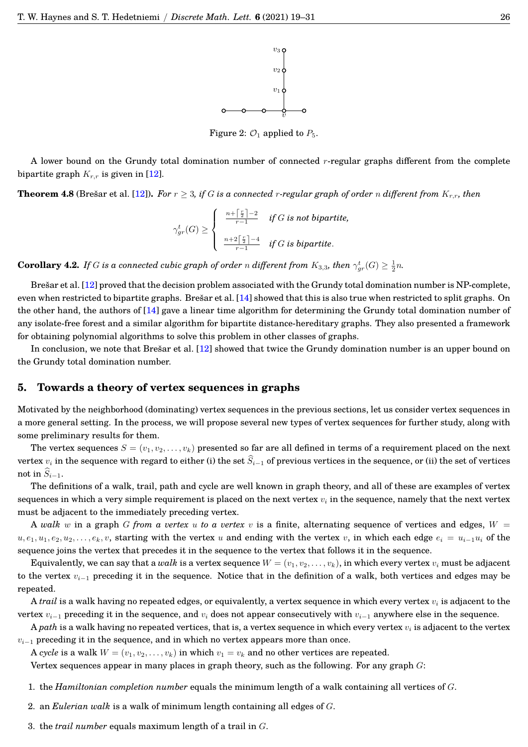Figure 2: $\mathcal{O}_1$ applied to $P_5$.

A lower bound on the Grundy total domination number of connected $r$-regular graphs different from the complete bipartite graph $K_{r,r}$ is given in [12].

**Theorem 4.8** (Brešar et al. [12]). *For $r \geq 3$, if $G$ is a connected $r$-regular graph of order $n$ different from $K_{r,r}$, then*

$$\gamma^t_{gr}(G) \geq \begin{cases} \frac{n+\lceil \frac{r}{2} \rceil -2}{r-1} & \text{if } G \text{ is not bipartite,} \\ \frac{n+2\lceil \frac{r}{2} \rceil -4}{r-1} & \text{if } G \text{ is bipartite.} \end{cases}$$

**Corollary 4.2.** *If $G$ is a connected cubic graph of order $n$ different from $K_{3,3}$, then $\gamma^t_{gr}(G) \geq \frac{1}{2}n$.*

Brešar et al. [12] proved that the decision problem associated with the Grundy total domination number is NP-complete, even when restricted to bipartite graphs. Brešar et al. [14] showed that this is also true when restricted to split graphs. On the other hand, the authors of [14] gave a linear time algorithm for determining the Grundy total domination number of any isolate-free forest and a similar algorithm for bipartite distance-hereditary graphs. They also presented a framework for obtaining polynomial algorithms to solve this problem in other classes of graphs.

In conclusion, we note that Brešar et al. [12] showed that twice the Grundy domination number is an upper bound on the Grundy total domination number.

## 5. Towards a theory of vertex sequences in graphs

Motivated by the neighborhood (dominating) vertex sequences in the previous sections, let us consider vertex sequences in a more general setting. In the process, we will propose several new types of vertex sequences for further study, along with some preliminary results for them.

The vertex sequences $S = (v_1, v_2, \ldots, v_k)$ presented so far are all defined in terms of a requirement placed on the next vertex $v_i$ in the sequence with regard to either (i) the set $\widehat{S}_{i-1}$ of previous vertices in the sequence, or (ii) the set of vertices not in $\widehat{S}_{i-1}$.

The definitions of a walk, trail, path and cycle are well known in graph theory, and all of these are examples of vertex sequences in which a very simple requirement is placed on the next vertex $v_i$ in the sequence, namely that the next vertex must be adjacent to the immediately preceding vertex.

A *walk* $w$ in a graph $G$ *from a vertex* $u$ *to a vertex* $v$ is a finite, alternating sequence of vertices and edges, $W = u, e_1, u_1, e_2, u_2, \ldots, e_k, v$, starting with the vertex $u$ and ending with the vertex $v$, in which each edge $e_i = u_{i-1}u_i$ of the sequence joins the vertex that precedes it in the sequence to the vertex that follows it in the sequence.

Equivalently, we can say that a *walk* is a vertex sequence $W = (v_1, v_2, \ldots, v_k)$, in which every vertex $v_i$ must be adjacent to the vertex $v_{i-1}$ preceding it in the sequence. Notice that in the definition of a walk, both vertices and edges may be repeated.

A *trail* is a walk having no repeated edges, or equivalently, a vertex sequence in which every vertex $v_i$ is adjacent to the vertex $v_{i-1}$ preceding it in the sequence, and $v_i$ does not appear consecutively with $v_{i-1}$ anywhere else in the sequence.

A *path* is a walk having no repeated vertices, that is, a vertex sequence in which every vertex $v_i$ is adjacent to the vertex $v_{i-1}$ preceding it in the sequence, and in which no vertex appears more than once.

A *cycle* is a walk $W = (v_1, v_2, \ldots, v_k)$ in which $v_1 = v_k$ and no other vertices are repeated.

Vertex sequences appear in many places in graph theory, such as the following. For any graph $G$:

1. the *Hamiltonian completion number* equals the minimum length of a walk containing all vertices of $G$.
2. an *Eulerian walk* is a walk of minimum length containing all edges of $G$.
3. the *trail number* equals maximum length of a trail in $G$.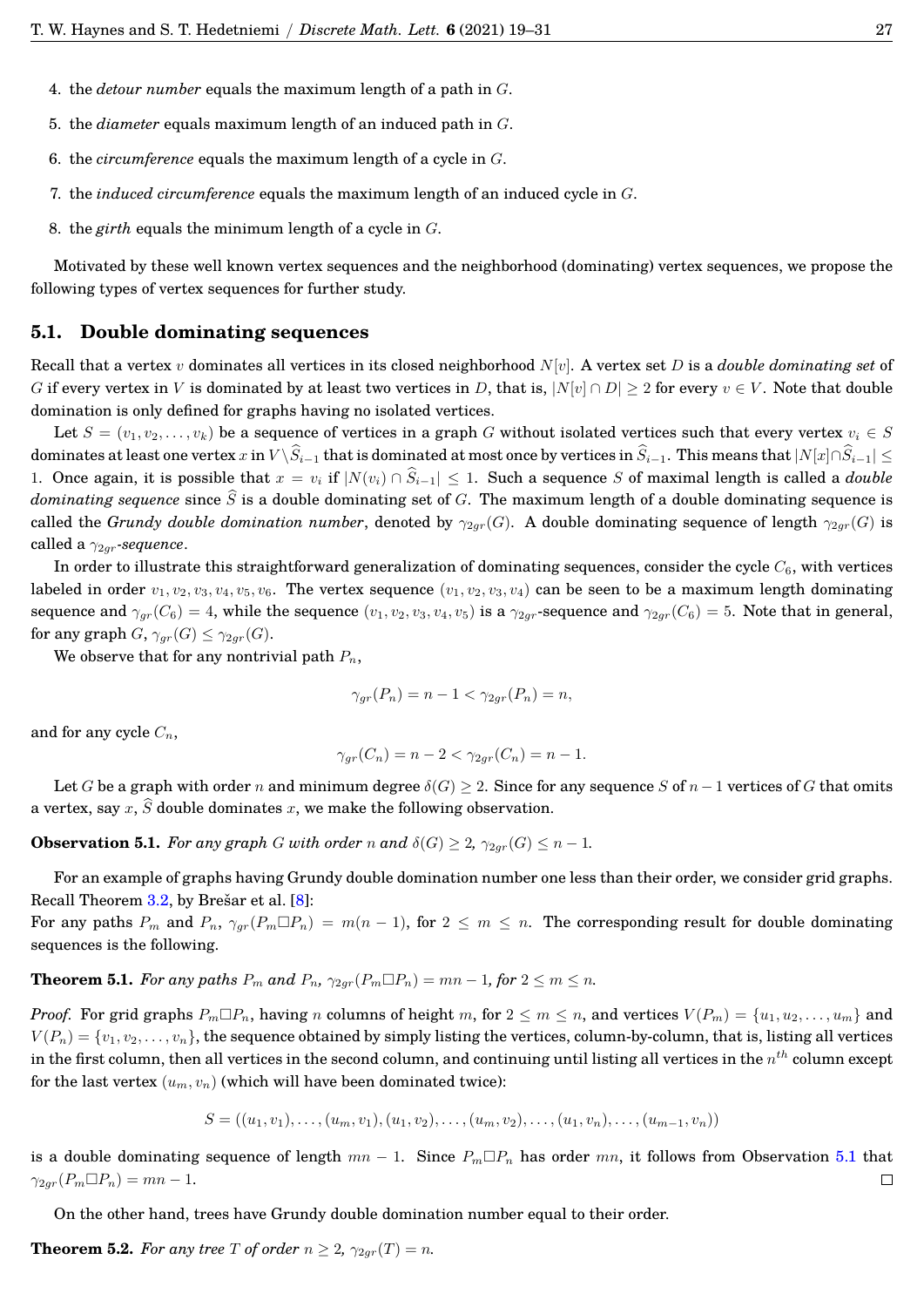4. the *detour number* equals the maximum length of a path in $G$.

5. the *diameter* equals maximum length of an induced path in $G$.

6. the *circumference* equals the maximum length of a cycle in $G$.

7. the *induced circumference* equals the maximum length of an induced cycle in $G$.

8. the *girth* equals the minimum length of a cycle in $G$.

Motivated by these well known vertex sequences and the neighborhood (dominating) vertex sequences, we propose the following types of vertex sequences for further study.

## 5.1. Double dominating sequences

Recall that a vertex $v$ dominates all vertices in its closed neighborhood $N[v]$. A vertex set $D$ is a *double dominating set* of $G$ if every vertex in $V$ is dominated by at least two vertices in $D$, that is, $|N[v] \cap D| \geq 2$ for every $v \in V$. Note that double domination is only defined for graphs having no isolated vertices.

Let $S = (v_1, v_2, \ldots, v_k)$ be a sequence of vertices in a graph $G$ without isolated vertices such that every vertex $v_i \in S$ dominates at least one vertex $x$ in $V \setminus \widehat{S}_{i-1}$ that is dominated at most once by vertices in $\widehat{S}_{i-1}$. This means that $|N[x] \cap \widehat{S}_{i-1}| \leq 1$. Once again, it is possible that $x = v_i$ if $|N(v_i) \cap \widehat{S}_{i-1}| \leq 1$. Such a sequence $S$ of maximal length is called a *double dominating sequence* since $\widehat{S}$ is a double dominating set of $G$. The maximum length of a double dominating sequence is called the *Grundy double domination number*, denoted by $\gamma_{2gr}(G)$. A double dominating sequence of length $\gamma_{2gr}(G)$ is called a $\gamma_{2gr}$*-sequence*.

In order to illustrate this straightforward generalization of dominating sequences, consider the cycle $C_6$, with vertices labeled in order $v_1, v_2, v_3, v_4, v_5, v_6$. The vertex sequence $(v_1, v_2, v_3, v_4)$ can be seen to be a maximum length dominating sequence and $\gamma_{gr}(C_6) = 4$, while the sequence $(v_1, v_2, v_3, v_4, v_5)$ is a $\gamma_{2gr}$-sequence and $\gamma_{2gr}(C_6) = 5$. Note that in general, for any graph $G$, $\gamma_{gr}(G) \leq \gamma_{2gr}(G)$.

We observe that for any nontrivial path $P_n$,

$$\gamma_{gr}(P_n) = n - 1 < \gamma_{2gr}(P_n) = n,$$

and for any cycle $C_n$,

$$\gamma_{gr}(C_n) = n - 2 < \gamma_{2gr}(C_n) = n - 1.$$

Let $G$ be a graph with order $n$ and minimum degree $\delta(G) \geq 2$. Since for any sequence $S$ of $n-1$ vertices of $G$ that omits a vertex, say $x$, $\widehat{S}$ double dominates $x$, we make the following observation.

**Observation 5.1.** *For any graph $G$ with order $n$ and $\delta(G) \geq 2$, $\gamma_{2gr}(G) \leq n - 1$.*

For an example of graphs having Grundy double domination number one less than their order, we consider grid graphs. Recall Theorem 3.2, by Brešar et al. [8]:
For any paths $P_m$ and $P_n$, $\gamma_{gr}(P_m \Box P_n) = m(n-1)$, for $2 \leq m \leq n$. The corresponding result for double dominating sequences is the following.

**Theorem 5.1.** *For any paths $P_m$ and $P_n$, $\gamma_{2gr}(P_m \Box P_n) = mn - 1$, for $2 \leq m \leq n$.*

*Proof.* For grid graphs $P_m \Box P_n$, having $n$ columns of height $m$, for $2 \leq m \leq n$, and vertices $V(P_m) = \{u_1, u_2, \ldots, u_m\}$ and $V(P_n) = \{v_1, v_2, \ldots, v_n\}$, the sequence obtained by simply listing the vertices, column-by-column, that is, listing all vertices in the first column, then all vertices in the second column, and continuing until listing all vertices in the $n^{th}$ column except for the last vertex $(u_m, v_n)$ (which will have been dominated twice):

$$S = ((u_1, v_1), \ldots, (u_m, v_1), (u_1, v_2), \ldots, (u_m, v_2), \ldots, (u_1, v_n), \ldots, (u_{m-1}, v_n))$$

is a double dominating sequence of length $mn - 1$. Since $P_m \Box P_n$ has order $mn$, it follows from Observation 5.1 that $\gamma_{2gr}(P_m \Box P_n) = mn - 1$. $\square$

On the other hand, trees have Grundy double domination number equal to their order.

**Theorem 5.2.** *For any tree $T$ of order $n \geq 2$, $\gamma_{2gr}(T) = n$.*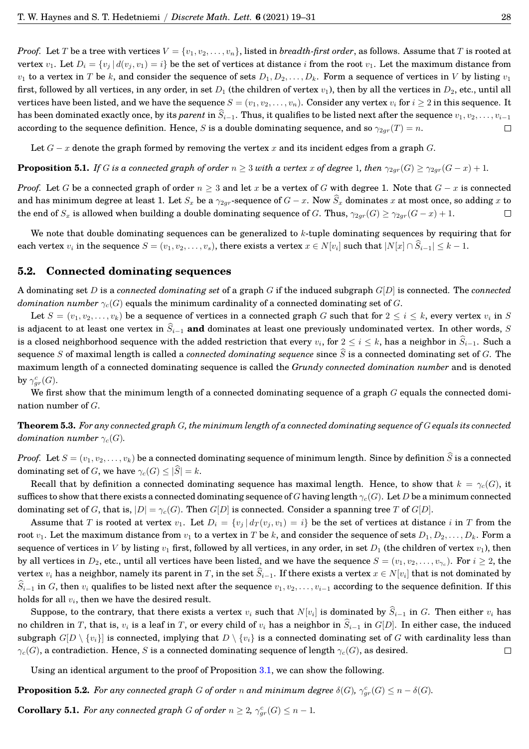*Proof.* Let $T$ be a tree with vertices $V = \{v_1, v_2, \dots, v_n\}$, listed in *breadth-first order*, as follows. Assume that $T$ is rooted at vertex $v_1$. Let $D_i = \{v_j \mid d(v_j, v_1) = i\}$ be the set of vertices at distance $i$ from the root $v_1$. Let the maximum distance from $v_1$ to a vertex in $T$ be $k$, and consider the sequence of sets $D_1, D_2, \dots, D_k$. Form a sequence of vertices in $V$ by listing $v_1$ first, followed by all vertices, in any order, in set $D_1$ (the children of vertex $v_1$), then by all the vertices in $D_2$, etc., until all vertices have been listed, and we have the sequence $S = (v_1, v_2, \dots, v_n)$. Consider any vertex $v_i$ for $i \geq 2$ in this sequence. It has been dominated exactly once, by its *parent* in $\widehat{S}_{i-1}$. Thus, it qualifies to be listed next after the sequence $v_1, v_2, \dots, v_{i-1}$ according to the sequence definition. Hence, $S$ is a double dominating sequence, and so $\gamma_{2gr}(T) = n$. $\square$

Let $G - x$ denote the graph formed by removing the vertex $x$ and its incident edges from a graph $G$.

**Proposition 5.1.** *If $G$ is a connected graph of order $n \geq 3$ with a vertex $x$ of degree 1, then $\gamma_{2gr}(G) \geq \gamma_{2gr}(G - x) + 1$.*

*Proof.* Let $G$ be a connected graph of order $n \geq 3$ and let $x$ be a vertex of $G$ with degree 1. Note that $G - x$ is connected and has minimum degree at least 1. Let $S_x$ be a $\gamma_{2gr}$-sequence of $G - x$. Now $\widehat{S}_x$ dominates $x$ at most once, so adding $x$ to the end of $S_x$ is allowed when building a double dominating sequence of $G$. Thus, $\gamma_{2gr}(G) \geq \gamma_{2gr}(G - x) + 1$. $\square$

We note that double dominating sequences can be generalized to $k$-tuple dominating sequences by requiring that for each vertex $v_i$ in the sequence $S = (v_1, v_2, \dots, v_s)$, there exists a vertex $x \in N[v_i]$ such that $|N[x] \cap \widehat{S}_{i-1}| \leq k - 1$.

## 5.2. Connected dominating sequences

A dominating set $D$ is a *connected dominating set* of a graph $G$ if the induced subgraph $G[D]$ is connected. The *connected domination number* $\gamma_c(G)$ equals the minimum cardinality of a connected dominating set of $G$.

Let $S = (v_1, v_2, \dots, v_k)$ be a sequence of vertices in a connected graph $G$ such that for $2 \leq i \leq k$, every vertex $v_i$ in $S$ is adjacent to at least one vertex in $\widehat{S}_{i-1}$ **and** dominates at least one previously undominated vertex. In other words, $S$ is a closed neighborhood sequence with the added restriction that every $v_i$, for $2 \leq i \leq k$, has a neighbor in $\widehat{S}_{i-1}$. Such a sequence $S$ of maximal length is called a *connected dominating sequence* since $\widehat{S}$ is a connected dominating set of $G$. The maximum length of a connected dominating sequence is called the *Grundy connected domination number* and is denoted by $\gamma^c_{gr}(G)$.

We first show that the minimum length of a connected dominating sequence of a graph $G$ equals the connected domination number of $G$.

**Theorem 5.3.** *For any connected graph $G$, the minimum length of a connected dominating sequence of $G$ equals its connected domination number $\gamma_c(G)$.*

*Proof.* Let $S = (v_1, v_2, \dots, v_k)$ be a connected dominating sequence of minimum length. Since by definition $\widehat{S}$ is a connected dominating set of $G$, we have $\gamma_c(G) \leq |\widehat{S}| = k$.

Recall that by definition a connected dominating sequence has maximal length. Hence, to show that $k = \gamma_c(G)$, it suffices to show that there exists a connected dominating sequence of $G$ having length $\gamma_c(G)$. Let $D$ be a minimum connected dominating set of $G$, that is, $|D| = \gamma_c(G)$. Then $G[D]$ is connected. Consider a spanning tree $T$ of $G[D]$.

Assume that $T$ is rooted at vertex $v_1$. Let $D_i = \{v_j \mid d_T(v_j, v_1) = i\}$ be the set of vertices at distance $i$ in $T$ from the root $v_1$. Let the maximum distance from $v_1$ to a vertex in $T$ be $k$, and consider the sequence of sets $D_1, D_2, \dots, D_k$. Form a sequence of vertices in $V$ by listing $v_1$ first, followed by all vertices, in any order, in set $D_1$ (the children of vertex $v_1$), then by all vertices in $D_2$, etc., until all vertices have been listed, and we have the sequence $S = (v_1, v_2, \dots, v_{\gamma_c})$. For $i \geq 2$, the vertex $v_i$ has a neighbor, namely its parent in $T$, in the set $\widehat{S}_{i-1}$. If there exists a vertex $x \in N[v_i]$ that is not dominated by $\widehat{S}_{i-1}$ in $G$, then $v_i$ qualifies to be listed next after the sequence $v_1, v_2, \dots, v_{i-1}$ according to the sequence definition. If this holds for all $v_i$, then we have the desired result.

Suppose, to the contrary, that there exists a vertex $v_i$ such that $N[v_i]$ is dominated by $\widehat{S}_{i-1}$ in $G$. Then either $v_i$ has no children in $T$, that is, $v_i$ is a leaf in $T$, or every child of $v_i$ has a neighbor in $\widehat{S}_{i-1}$ in $G[D]$. In either case, the induced subgraph $G[D \setminus \{v_i\}]$ is connected, implying that $D \setminus \{v_i\}$ is a connected dominating set of $G$ with cardinality less than $\gamma_c(G)$, a contradiction. Hence, $S$ is a connected dominating sequence of length $\gamma_c(G)$, as desired. $\square$

Using an identical argument to the proof of Proposition 3.1, we can show the following.

**Proposition 5.2.** *For any connected graph $G$ of order $n$ and minimum degree $\delta(G)$, $\gamma^c_{gr}(G) \leq n - \delta(G)$.*

**Corollary 5.1.** *For any connected graph $G$ of order $n \geq 2$, $\gamma^c_{gr}(G) \leq n - 1$.*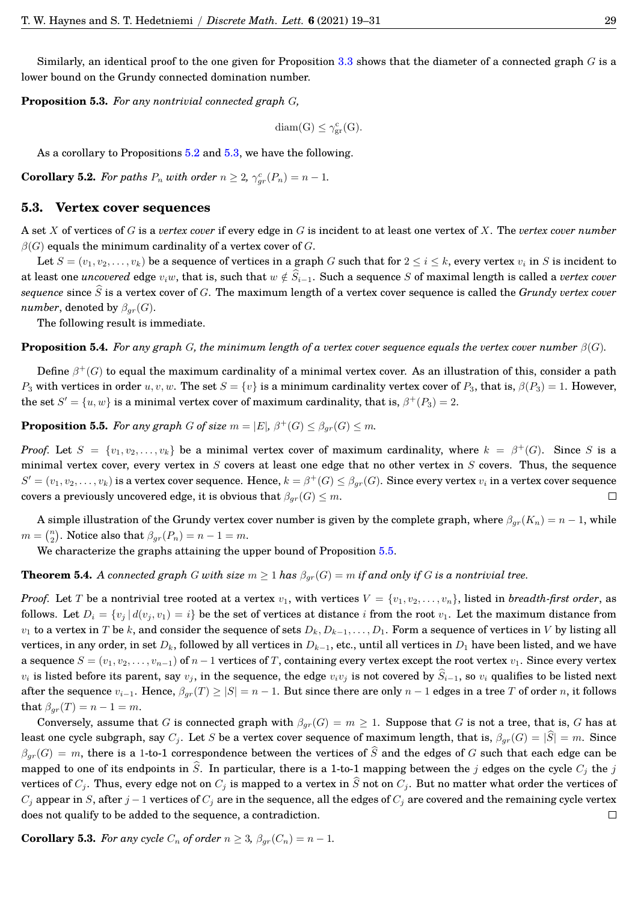Similarly, an identical proof to the one given for Proposition 3.3 shows that the diameter of a connected graph $G$ is a lower bound on the Grundy connected domination number.

**Proposition 5.3.** *For any nontrivial connected graph G,*

$$\mathrm{diam(G)} \leq \gamma^{\mathrm{c}}_{\mathrm{gr}}(\mathrm{G}).$$

As a corollary to Propositions 5.2 and 5.3, we have the following.

**Corollary 5.2.** *For paths $P_n$ with order $n \geq 2$, $\gamma^c_{gr}(P_n) = n - 1$.*

## 5.3. Vertex cover sequences

A set $X$ of vertices of $G$ is a *vertex cover* if every edge in $G$ is incident to at least one vertex of $X$. The *vertex cover number* $\beta(G)$ equals the minimum cardinality of a vertex cover of $G$.

Let $S = (v_1, v_2, \ldots, v_k)$ be a sequence of vertices in a graph $G$ such that for $2 \leq i \leq k$, every vertex $v_i$ in $S$ is incident to at least one *uncovered* edge $v_i w$, that is, such that $w \notin \widehat{S}_{i-1}$. Such a sequence $S$ of maximal length is called a *vertex cover sequence* since $\widehat{S}$ is a vertex cover of $G$. The maximum length of a vertex cover sequence is called the *Grundy vertex cover number*, denoted by $\beta_{gr}(G)$.

The following result is immediate.

**Proposition 5.4.** *For any graph $G$, the minimum length of a vertex cover sequence equals the vertex cover number $\beta(G)$.*

Define $\beta^+(G)$ to equal the maximum cardinality of a minimal vertex cover. As an illustration of this, consider a path $P_3$ with vertices in order $u, v, w$. The set $S = \{v\}$ is a minimum cardinality vertex cover of $P_3$, that is, $\beta(P_3) = 1$. However, the set $S' = \{u, w\}$ is a minimal vertex cover of maximum cardinality, that is, $\beta^+(P_3) = 2$.

**Proposition 5.5.** *For any graph $G$ of size $m = |E|$, $\beta^+(G) \leq \beta_{gr}(G) \leq m$.*

*Proof.* Let $S = \{v_1, v_2, \ldots, v_k\}$ be a minimal vertex cover of maximum cardinality, where $k = \beta^+(G)$. Since $S$ is a minimal vertex cover, every vertex in $S$ covers at least one edge that no other vertex in $S$ covers. Thus, the sequence $S' = (v_1, v_2, \ldots, v_k)$ is a vertex cover sequence. Hence, $k = \beta^+(G) \leq \beta_{gr}(G)$. Since every vertex $v_i$ in a vertex cover sequence covers a previously uncovered edge, it is obvious that $\beta_{gr}(G) \leq m$. □

A simple illustration of the Grundy vertex cover number is given by the complete graph, where $\beta_{gr}(K_n) = n - 1$, while $m = \binom{n}{2}$. Notice also that $\beta_{gr}(P_n) = n - 1 = m$.

We characterize the graphs attaining the upper bound of Proposition 5.5.

**Theorem 5.4.** *A connected graph $G$ with size $m \geq 1$ has $\beta_{gr}(G) = m$ if and only if $G$ is a nontrivial tree.*

*Proof.* Let $T$ be a nontrivial tree rooted at a vertex $v_1$, with vertices $V = \{v_1, v_2, \ldots, v_n\}$, listed in *breadth-first order*, as follows. Let $D_i = \{v_j \mid d(v_j, v_1) = i\}$ be the set of vertices at distance $i$ from the root $v_1$. Let the maximum distance from $v_1$ to a vertex in $T$ be $k$, and consider the sequence of sets $D_k, D_{k-1}, \ldots, D_1$. Form a sequence of vertices in $V$ by listing all vertices, in any order, in set $D_k$, followed by all vertices in $D_{k-1}$, etc., until all vertices in $D_1$ have been listed, and we have a sequence $S = (v_1, v_2, \ldots, v_{n-1})$ of $n - 1$ vertices of $T$, containing every vertex except the root vertex $v_1$. Since every vertex $v_i$ is listed before its parent, say $v_j$, in the sequence, the edge $v_i v_j$ is not covered by $\widehat{S}_{i-1}$, so $v_i$ qualifies to be listed next after the sequence $v_{i-1}$. Hence, $\beta_{gr}(T) \geq |S| = n - 1$. But since there are only $n - 1$ edges in a tree $T$ of order $n$, it follows that $\beta_{gr}(T) = n - 1 = m$.

Conversely, assume that $G$ is connected graph with $\beta_{gr}(G) = m \geq 1$. Suppose that $G$ is not a tree, that is, $G$ has at least one cycle subgraph, say $C_j$. Let $S$ be a vertex cover sequence of maximum length, that is, $\beta_{gr}(G) = |\widehat{S}| = m$. Since $\beta_{gr}(G) = m$, there is a 1-to-1 correspondence between the vertices of $\widehat{S}$ and the edges of $G$ such that each edge can be mapped to one of its endpoints in $\widehat{S}$. In particular, there is a 1-to-1 mapping between the $j$ edges on the cycle $C_j$ the $j$ vertices of $C_j$. Thus, every edge not on $C_j$ is mapped to a vertex in $\widehat{S}$ not on $C_j$. But no matter what order the vertices of $C_j$ appear in $S$, after $j - 1$ vertices of $C_j$ are in the sequence, all the edges of $C_j$ are covered and the remaining cycle vertex does not qualify to be added to the sequence, a contradiction. □

**Corollary 5.3.** *For any cycle $C_n$ of order $n \geq 3$, $\beta_{gr}(C_n) = n - 1$.*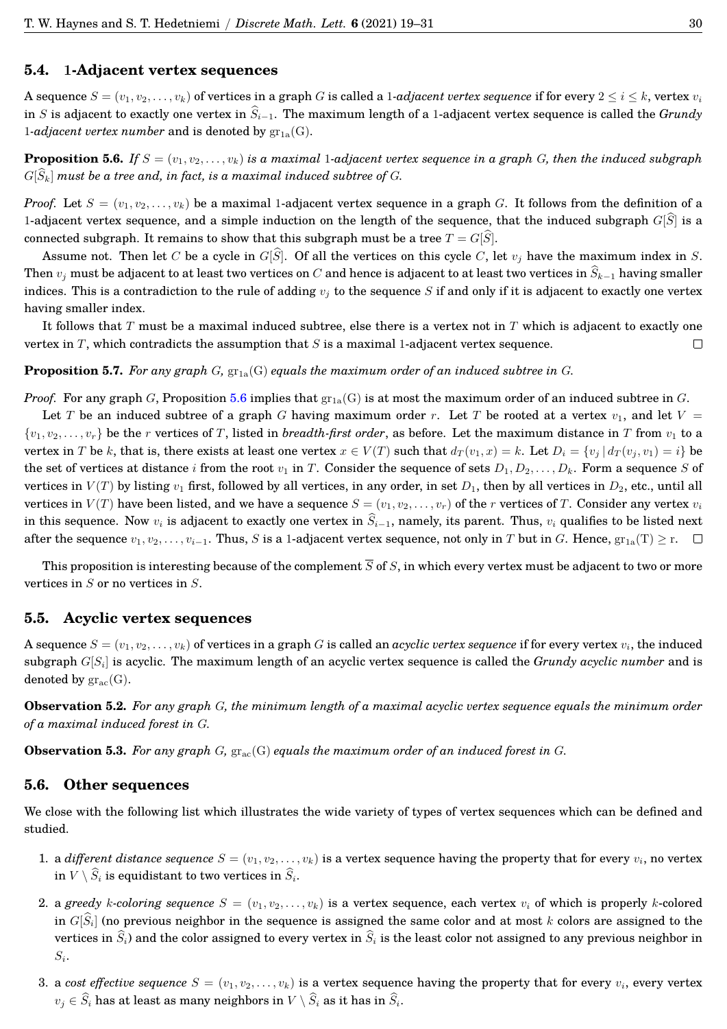### 5.4. 1-Adjacent vertex sequences

A sequence $S = (v_1, v_2, \ldots, v_k)$ of vertices in a graph $G$ is called a 1*-adjacent vertex sequence* if for every $2 \le i \le k$, vertex $v_i$ in $S$ is adjacent to exactly one vertex in $\widehat{S}_{i-1}$. The maximum length of a 1-adjacent vertex sequence is called the *Grundy* 1*-adjacent vertex number* and is denoted by $\mathrm{gr_{1a}(G)}$.

**Proposition 5.6.** *If $S = (v_1, v_2, \ldots, v_k)$ is a maximal 1-adjacent vertex sequence in a graph $G$, then the induced subgraph $G[\widehat{S}_k]$ must be a tree and, in fact, is a maximal induced subtree of $G$.*

*Proof.* Let $S = (v_1, v_2, \ldots, v_k)$ be a maximal 1-adjacent vertex sequence in a graph $G$. It follows from the definition of a 1-adjacent vertex sequence, and a simple induction on the length of the sequence, that the induced subgraph $G[\widehat{S}]$ is a connected subgraph. It remains to show that this subgraph must be a tree $T = G[\widehat{S}]$.

Assume not. Then let $C$ be a cycle in $G[\widehat{S}]$. Of all the vertices on this cycle $C$, let $v_j$ have the maximum index in $S$. Then $v_j$ must be adjacent to at least two vertices on $C$ and hence is adjacent to at least two vertices in $\widehat{S}_{k-1}$ having smaller indices. This is a contradiction to the rule of adding $v_j$ to the sequence $S$ if and only if it is adjacent to exactly one vertex having smaller index.

It follows that $T$ must be a maximal induced subtree, else there is a vertex not in $T$ which is adjacent to exactly one vertex in $T$, which contradicts the assumption that $S$ is a maximal 1-adjacent vertex sequence. □

**Proposition 5.7.** *For any graph $G$, $\mathrm{gr_{1a}(G)}$ equals the maximum order of an induced subtree in $G$.*

*Proof.* For any graph $G$, Proposition 5.6 implies that $\mathrm{gr_{1a}(G)}$ is at most the maximum order of an induced subtree in $G$.

Let $T$ be an induced subtree of a graph $G$ having maximum order $r$. Let $T$ be rooted at a vertex $v_1$, and let $V = \{v_1, v_2, \ldots, v_r\}$ be the $r$ vertices of $T$, listed in *breadth-first order*, as before. Let the maximum distance in $T$ from $v_1$ to a vertex in $T$ be $k$, that is, there exists at least one vertex $x \in V(T)$ such that $d_T(v_1, x) = k$. Let $D_i = \{v_j \mid d_T(v_j, v_1) = i\}$ be the set of vertices at distance $i$ from the root $v_1$ in $T$. Consider the sequence of sets $D_1, D_2, \ldots, D_k$. Form a sequence $S$ of vertices in $V(T)$ by listing $v_1$ first, followed by all vertices, in any order, in set $D_1$, then by all vertices in $D_2$, etc., until all vertices in $V(T)$ have been listed, and we have a sequence $S = (v_1, v_2, \ldots, v_r)$ of the $r$ vertices of $T$. Consider any vertex $v_i$ in this sequence. Now $v_i$ is adjacent to exactly one vertex in $\widehat{S}_{i-1}$, namely, its parent. Thus, $v_i$ qualifies to be listed next after the sequence $v_1, v_2, \ldots, v_{i-1}$. Thus, $S$ is a 1-adjacent vertex sequence, not only in $T$ but in $G$. Hence, $\mathrm{gr_{1a}(T)} \ge \mathrm{r}$. □

This proposition is interesting because of the complement $\overline{S}$ of $S$, in which every vertex must be adjacent to two or more vertices in $S$ or no vertices in $S$.

### 5.5. Acyclic vertex sequences

A sequence $S = (v_1, v_2, \ldots, v_k)$ of vertices in a graph $G$ is called an *acyclic vertex sequence* if for every vertex $v_i$, the induced subgraph $G[S_i]$ is acyclic. The maximum length of an acyclic vertex sequence is called the *Grundy acyclic number* and is denoted by $\mathrm{gr_{ac}(G)}$.

**Observation 5.2.** *For any graph $G$, the minimum length of a maximal acyclic vertex sequence equals the minimum order of a maximal induced forest in $G$.*

**Observation 5.3.** *For any graph $G$, $\mathrm{gr_{ac}(G)}$ equals the maximum order of an induced forest in $G$.*

### 5.6. Other sequences

We close with the following list which illustrates the wide variety of types of vertex sequences which can be defined and studied.

1. a *different distance sequence* $S = (v_1, v_2, \ldots, v_k)$ is a vertex sequence having the property that for every $v_i$, no vertex in $V \setminus \widehat{S}_i$ is equidistant to two vertices in $\widehat{S}_i$.
2. a *greedy $k$-coloring sequence* $S = (v_1, v_2, \ldots, v_k)$ is a vertex sequence, each vertex $v_i$ of which is properly $k$-colored in $G[\widehat{S}_i]$ (no previous neighbor in the sequence is assigned the same color and at most $k$ colors are assigned to the vertices in $\widehat{S}_i$) and the color assigned to every vertex in $\widehat{S}_i$ is the least color not assigned to any previous neighbor in $S_i$.
3. a *cost effective sequence* $S = (v_1, v_2, \ldots, v_k)$ is a vertex sequence having the property that for every $v_i$, every vertex $v_j \in \widehat{S}_i$ has at least as many neighbors in $V \setminus \widehat{S}_i$ as it has in $\widehat{S}_i$.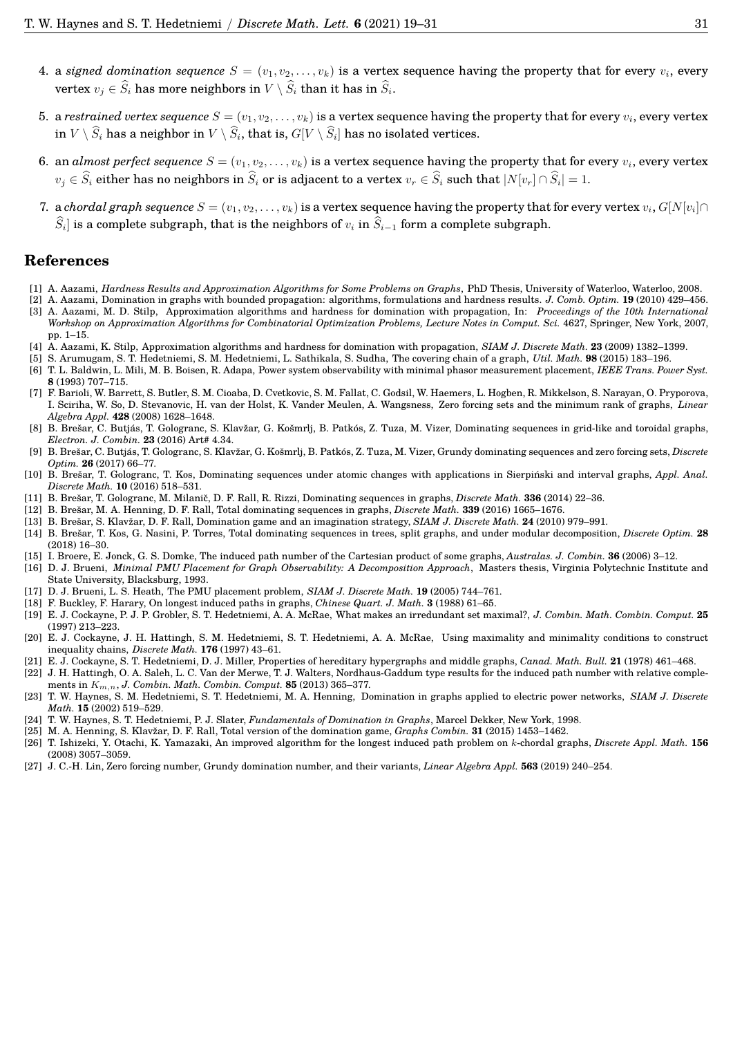4. a *signed domination sequence* $S = (v_1, v_2, \ldots, v_k)$ is a vertex sequence having the property that for every $v_i$, every vertex $v_j \in \widehat{S}_i$ has more neighbors in $V \setminus \widehat{S}_i$ than it has in $\widehat{S}_i$.

5. a *restrained vertex sequence* $S = (v_1, v_2, \ldots, v_k)$ is a vertex sequence having the property that for every $v_i$, every vertex in $V \setminus \widehat{S}_i$ has a neighbor in $V \setminus \widehat{S}_i$, that is, $G[V \setminus \widehat{S}_i]$ has no isolated vertices.

6. an *almost perfect sequence* $S = (v_1, v_2, \ldots, v_k)$ is a vertex sequence having the property that for every $v_i$, every vertex $v_j \in \widehat{S}_i$ either has no neighbors in $\widehat{S}_i$ or is adjacent to a vertex $v_r \in \widehat{S}_i$ such that $|N[v_r] \cap \widehat{S}_i| = 1$.

7. a *chordal graph sequence* $S = (v_1, v_2, \ldots, v_k)$ is a vertex sequence having the property that for every vertex $v_i$, $G[N[v_i] \cap \widehat{S}_i]$ is a complete subgraph, that is the neighbors of $v_i$ in $\widehat{S}_{i-1}$ form a complete subgraph.

## References

[1] A. Aazami, *Hardness Results and Approximation Algorithms for Some Problems on Graphs*, PhD Thesis, University of Waterloo, Waterloo, 2008.

[2] A. Aazami, Domination in graphs with bounded propagation: algorithms, formulations and hardness results. *J. Comb. Optim.* **19** (2010) 429–456.

[3] A. Aazami, M. D. Stilp, Approximation algorithms and hardness for domination with propagation, In: *Proceedings of the 10th International Workshop on Approximation Algorithms for Combinatorial Optimization Problems, Lecture Notes in Comput. Sci.* 4627, Springer, New York, 2007, pp. 1–15.

[4] A. Aazami, K. Stilp, Approximation algorithms and hardness for domination with propagation, *SIAM J. Discrete Math.* **23** (2009) 1382–1399.

[5] S. Arumugam, S. T. Hedetniemi, S. M. Hedetniemi, L. Sathikala, S. Sudha, The covering chain of a graph, *Util. Math.* **98** (2015) 183–196.

[6] T. L. Baldwin, L. Mili, M. B. Boisen, R. Adapa, Power system observability with minimal phasor measurement placement, *IEEE Trans. Power Syst.* **8** (1993) 707–715.

[7] F. Barioli, W. Barrett, S. Butler, S. M. Cioaba, D. Cvetkovic, S. M. Fallat, C. Godsil, W. Haemers, L. Hogben, R. Mikkelson, S. Narayan, O. Pryporova, I. Sciriha, W. So, D. Stevanovic, H. van der Holst, K. Vander Meulen, A. Wangsness, Zero forcing sets and the minimum rank of graphs, *Linear Algebra Appl.* **428** (2008) 1628–1648.

[8] B. Brešar, C. Butjás, T. Gologranc, S. Klavžar, G. Košmrlj, B. Patkós, Z. Tuza, M. Vizer, Dominating sequences in grid-like and toroidal graphs, *Electron. J. Combin.* **23** (2016) Art# 4.34.

[9] B. Brešar, C. Butjás, T. Gologranc, S. Klavžar, G. Košmrlj, B. Patkós, Z. Tuza, M. Vizer, Grundy dominating sequences and zero forcing sets, *Discrete Optim.* **26** (2017) 66–77.

[10] B. Brešar, T. Gologranc, T. Kos, Dominating sequences under atomic changes with applications in Sierpiński and interval graphs, *Appl. Anal. Discrete Math.* **10** (2016) 518–531.

[11] B. Brešar, T. Gologranc, M. Milanič, D. F. Rall, R. Rizzi, Dominating sequences in graphs, *Discrete Math.* **336** (2014) 22–36.

[12] B. Brešar, M. A. Henning, D. F. Rall, Total dominating sequences in graphs, *Discrete Math.* **339** (2016) 1665–1676.

[13] B. Brešar, S. Klavžar, D. F. Rall, Domination game and an imagination strategy, *SIAM J. Discrete Math.* **24** (2010) 979–991.

[14] B. Brešar, T. Kos, G. Nasini, P. Torres, Total dominating sequences in trees, split graphs, and under modular decomposition, *Discrete Optim.* **28** (2018) 16–30.

[15] I. Broere, E. Jonck, G. S. Domke, The induced path number of the Cartesian product of some graphs, *Australas. J. Combin.* **36** (2006) 3–12.

[16] D. J. Brueni, *Minimal PMU Placement for Graph Observability: A Decomposition Approach*, Masters thesis, Virginia Polytechnic Institute and State University, Blacksburg, 1993.

[17] D. J. Brueni, L. S. Heath, The PMU placement problem, *SIAM J. Discrete Math.* **19** (2005) 744–761.

[18] F. Buckley, F. Harary, On longest induced paths in graphs, *Chinese Quart. J. Math.* **3** (1988) 61–65.

[19] E. J. Cockayne, P. J. P. Grobler, S. T. Hedetniemi, A. A. McRae, What makes an irredundant set maximal?, *J. Combin. Math. Combin. Comput.* **25** (1997) 213–223.

[20] E. J. Cockayne, J. H. Hattingh, S. M. Hedetniemi, S. T. Hedetniemi, A. A. McRae, Using maximality and minimality conditions to construct inequality chains, *Discrete Math.* **176** (1997) 43–61.

[21] E. J. Cockayne, S. T. Hedetniemi, D. J. Miller, Properties of hereditary hypergraphs and middle graphs, *Canad. Math. Bull.* **21** (1978) 461–468.

[22] J. H. Hattingh, O. A. Saleh, L. C. Van der Merwe, T. J. Walters, Nordhaus-Gaddum type results for the induced path number with relative complements in $K_{m,n}$, *J. Combin. Math. Combin. Comput.* **85** (2013) 365–377.

[23] T. W. Haynes, S. M. Hedetniemi, S. T. Hedetniemi, M. A. Henning, Domination in graphs applied to electric power networks, *SIAM J. Discrete Math.* **15** (2002) 519–529.

[24] T. W. Haynes, S. T. Hedetniemi, P. J. Slater, *Fundamentals of Domination in Graphs*, Marcel Dekker, New York, 1998.

[25] M. A. Henning, S. Klavžar, D. F. Rall, Total version of the domination game, *Graphs Combin.* **31** (2015) 1453–1462.

[26] T. Ishizeki, Y. Otachi, K. Yamazaki, An improved algorithm for the longest induced path problem on $k$-chordal graphs, *Discrete Appl. Math.* **156** (2008) 3057–3059.

[27] J. C.-H. Lin, Zero forcing number, Grundy domination number, and their variants, *Linear Algebra Appl.* **563** (2019) 240–254.